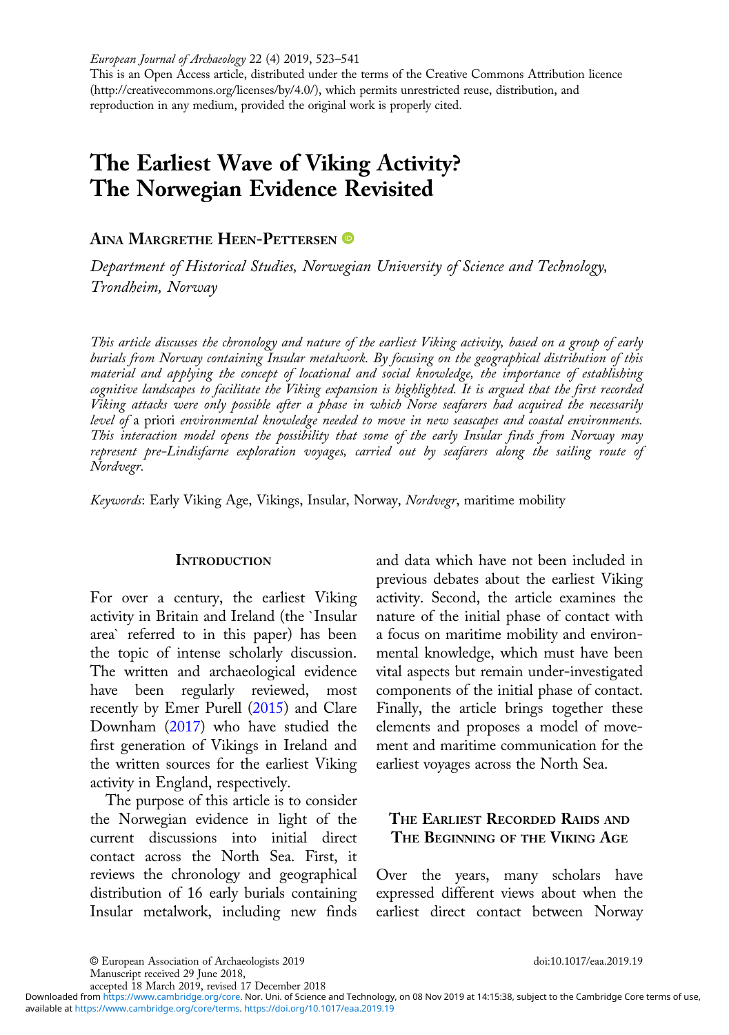*European Journal of Archaeology* 22 (4) 2019, 523–541

This is an Open Access article, distributed under the terms of the Creative Commons Attribution licence (http://creativecommons.org/licenses/by/4.0/), which permits unrestricted reuse, distribution, and reproduction in any medium, provided the original work is properly cited.

# The Earliest Wave of Viking Activity? The Norwegian Evidence Revisited

## Aina Margrethe Heen-Pettersen

*Department of Historical Studies, Norwegian University of Science and Technology, Trondheim, Norway*

*This article discusses the chronology and nature of the earliest Viking activity, based on a group of early burials from Norway containing Insular metalwork. By focusing on the geographical distribution of this material and applying the concept of locational and social knowledge, the importance of establishing cognitive landscapes to facilitate the Viking expansion is highlighted. It is argued that the first recorded Viking attacks were only possible after a phase in which Norse seafarers had acquired the necessarily level of* a priori *environmental knowledge needed to move in new seascapes and coastal environments. This interaction model opens the possibility that some of the early Insular finds from Norway may represent pre-Lindisfarne exploration voyages, carried out by seafarers along the sailing route of Nordvegr.*

*Keywords*: Early Viking Age, Vikings, Insular, Norway, *Nordvegr*, maritime mobility

## Introduction

For over a century, the earliest Viking activity in Britain and Ireland (the `Insular area` referred to in this paper) has been the topic of intense scholarly discussion. The written and archaeological evidence have been regularly reviewed, most recently by Emer Purell (2015) and Clare Downham (2017) who have studied the first generation of Vikings in Ireland and the written sources for the earliest Viking activity in England, respectively.

The purpose of this article is to consider the Norwegian evidence in light of the current discussions into initial direct contact across the North Sea. First, it reviews the chronology and geographical distribution of 16 early burials containing Insular metalwork, including new finds and data which have not been included in previous debates about the earliest Viking activity. Second, the article examines the nature of the initial phase of contact with a focus on maritime mobility and environmental knowledge, which must have been vital aspects but remain under-investigated components of the initial phase of contact. Finally, the article brings together these elements and proposes a model of movement and maritime communication for the earliest voyages across the North Sea.

## The Earliest Recorded Raids and the Beginning of the Viking Age

Over the years, many scholars have expressed different views about when the earliest direct contact between Norway

© European Association of Archaeologists 2019
Manuscript received 29 June 2018,
accepted 18 March 2019, revised 17 December 2018

doi:10.1017/eaa.2019.19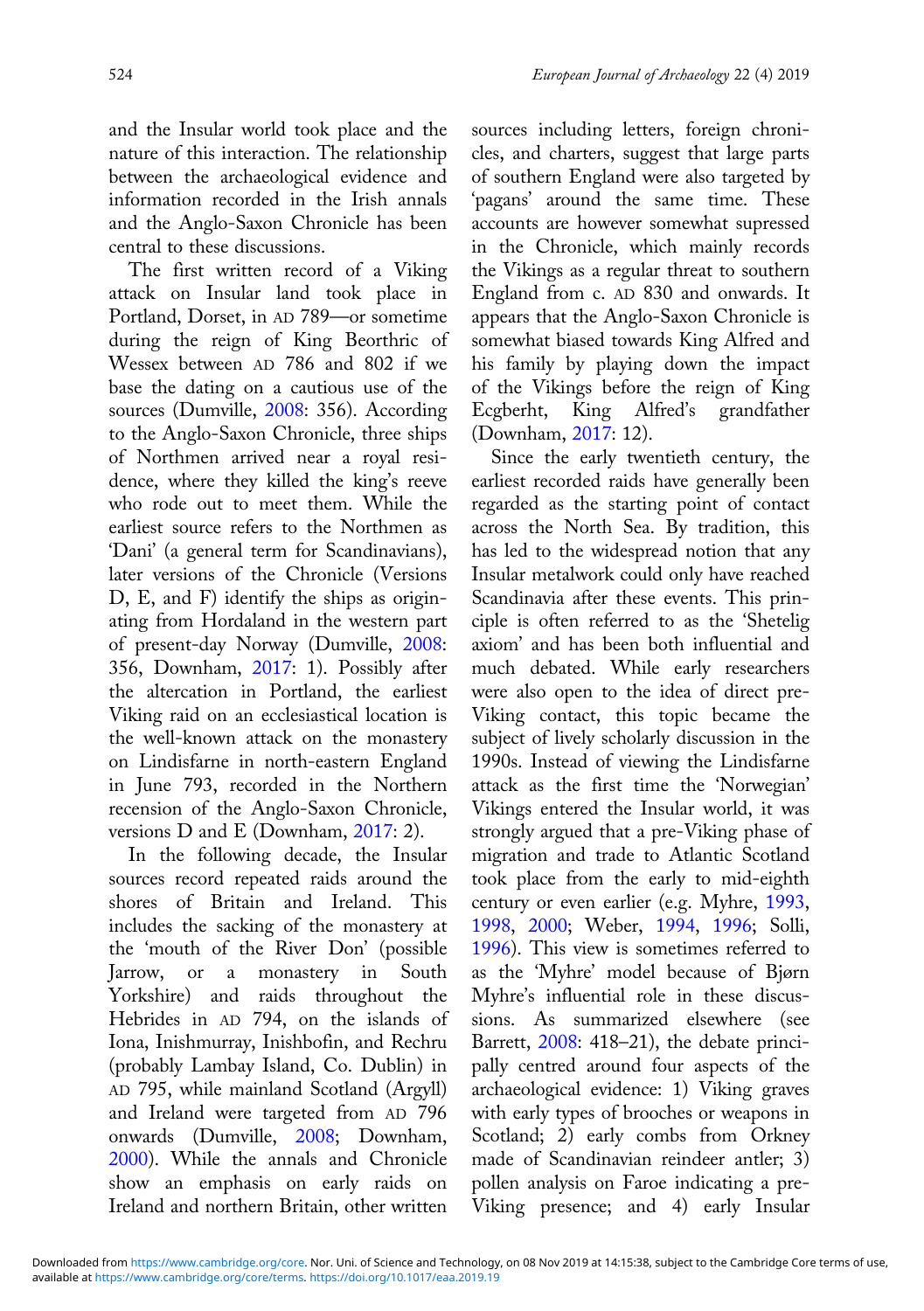and the Insular world took place and the nature of this interaction. The relationship between the archaeological evidence and information recorded in the Irish annals and the Anglo-Saxon Chronicle has been central to these discussions.

The first written record of a Viking attack on Insular land took place in Portland, Dorset, in AD 789—or sometime during the reign of King Beorthric of Wessex between AD 786 and 802 if we base the dating on a cautious use of the sources (Dumville, 2008: 356). According to the Anglo-Saxon Chronicle, three ships of Northmen arrived near a royal residence, where they killed the king's reeve who rode out to meet them. While the earliest source refers to the Northmen as 'Dani' (a general term for Scandinavians), later versions of the Chronicle (Versions D, E, and F) identify the ships as originating from Hordaland in the western part of present-day Norway (Dumville, 2008: 356, Downham, 2017: 1). Possibly after the altercation in Portland, the earliest Viking raid on an ecclesiastical location is the well-known attack on the monastery on Lindisfarne in north-eastern England in June 793, recorded in the Northern recension of the Anglo-Saxon Chronicle, versions D and E (Downham, 2017: 2).

In the following decade, the Insular sources record repeated raids around the shores of Britain and Ireland. This includes the sacking of the monastery at the 'mouth of the River Don' (possible Jarrow, or a monastery in South Yorkshire) and raids throughout the Hebrides in AD 794, on the islands of Iona, Inishmurray, Inishbofin, and Rechru (probably Lambay Island, Co. Dublin) in AD 795, while mainland Scotland (Argyll) and Ireland were targeted from AD 796 onwards (Dumville, 2008; Downham, 2000). While the annals and Chronicle show an emphasis on early raids on Ireland and northern Britain, other written sources including letters, foreign chronicles, and charters, suggest that large parts of southern England were also targeted by 'pagans' around the same time. These accounts are however somewhat supressed in the Chronicle, which mainly records the Vikings as a regular threat to southern England from c. AD 830 and onwards. It appears that the Anglo-Saxon Chronicle is somewhat biased towards King Alfred and his family by playing down the impact of the Vikings before the reign of King Ecgberht, King Alfred's grandfather (Downham, 2017: 12).

Since the early twentieth century, the earliest recorded raids have generally been regarded as the starting point of contact across the North Sea. By tradition, this has led to the widespread notion that any Insular metalwork could only have reached Scandinavia after these events. This principle is often referred to as the 'Shetelig axiom' and has been both influential and much debated. While early researchers were also open to the idea of direct pre-Viking contact, this topic became the subject of lively scholarly discussion in the 1990s. Instead of viewing the Lindisfarne attack as the first time the 'Norwegian' Vikings entered the Insular world, it was strongly argued that a pre-Viking phase of migration and trade to Atlantic Scotland took place from the early to mid-eighth century or even earlier (e.g. Myhre, 1993, 1998, 2000; Weber, 1994, 1996; Solli, 1996). This view is sometimes referred to as the 'Myhre' model because of Bjørn Myhre's influential role in these discussions. As summarized elsewhere (see Barrett, 2008: 418–21), the debate principally centred around four aspects of the archaeological evidence: 1) Viking graves with early types of brooches or weapons in Scotland; 2) early combs from Orkney made of Scandinavian reindeer antler; 3) pollen analysis on Faroe indicating a pre-Viking presence; and 4) early Insular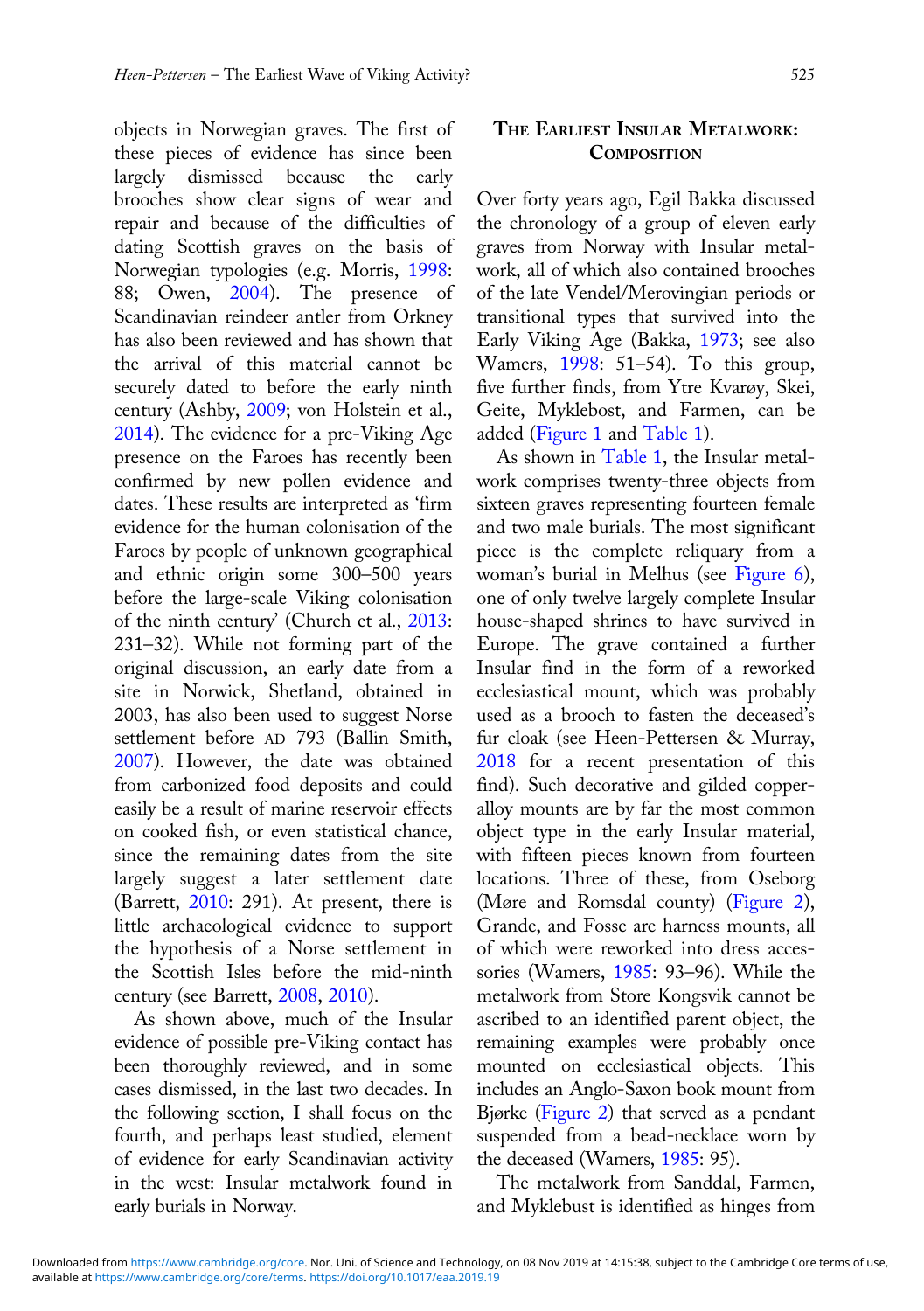objects in Norwegian graves. The first of these pieces of evidence has since been largely dismissed because the early brooches show clear signs of wear and repair and because of the difficulties of dating Scottish graves on the basis of Norwegian typologies (e.g. Morris, 1998: 88; Owen, 2004). The presence of Scandinavian reindeer antler from Orkney has also been reviewed and has shown that the arrival of this material cannot be securely dated to before the early ninth century (Ashby, 2009; von Holstein et al., 2014). The evidence for a pre-Viking Age presence on the Faroes has recently been confirmed by new pollen evidence and dates. These results are interpreted as 'firm evidence for the human colonisation of the Faroes by people of unknown geographical and ethnic origin some 300–500 years before the large-scale Viking colonisation of the ninth century' (Church et al., 2013: 231–32). While not forming part of the original discussion, an early date from a site in Norwick, Shetland, obtained in 2003, has also been used to suggest Norse settlement before AD 793 (Ballin Smith, 2007). However, the date was obtained from carbonized food deposits and could easily be a result of marine reservoir effects on cooked fish, or even statistical chance, since the remaining dates from the site largely suggest a later settlement date (Barrett, 2010: 291). At present, there is little archaeological evidence to support the hypothesis of a Norse settlement in the Scottish Isles before the mid-ninth century (see Barrett, 2008, 2010).

As shown above, much of the Insular evidence of possible pre-Viking contact has been thoroughly reviewed, and in some cases dismissed, in the last two decades. In the following section, I shall focus on the fourth, and perhaps least studied, element of evidence for early Scandinavian activity in the west: Insular metalwork found in early burials in Norway.

## The Earliest Insular Metalwork: Composition

Over forty years ago, Egil Bakka discussed the chronology of a group of eleven early graves from Norway with Insular metalwork, all of which also contained brooches of the late Vendel/Merovingian periods or transitional types that survived into the Early Viking Age (Bakka, 1973; see also Wamers, 1998: 51–54). To this group, five further finds, from Ytre Kvarøy, Skei, Geite, Myklebost, and Farmen, can be added (Figure 1 and Table 1).

As shown in Table 1, the Insular metalwork comprises twenty-three objects from sixteen graves representing fourteen female and two male burials. The most significant piece is the complete reliquary from a woman's burial in Melhus (see Figure 6), one of only twelve largely complete Insular house-shaped shrines to have survived in Europe. The grave contained a further Insular find in the form of a reworked ecclesiastical mount, which was probably used as a brooch to fasten the deceased's fur cloak (see Heen-Pettersen & Murray, 2018 for a recent presentation of this find). Such decorative and gilded copper-alloy mounts are by far the most common object type in the early Insular material, with fifteen pieces known from fourteen locations. Three of these, from Oseborg (Møre and Romsdal county) (Figure 2), Grande, and Fosse are harness mounts, all of which were reworked into dress accessories (Wamers, 1985: 93–96). While the metalwork from Store Kongsvik cannot be ascribed to an identified parent object, the remaining examples were probably once mounted on ecclesiastical objects. This includes an Anglo-Saxon book mount from Bjørke (Figure 2) that served as a pendant suspended from a bead-necklace worn by the deceased (Wamers, 1985: 95).

The metalwork from Sanddal, Farmen, and Myklebust is identified as hinges from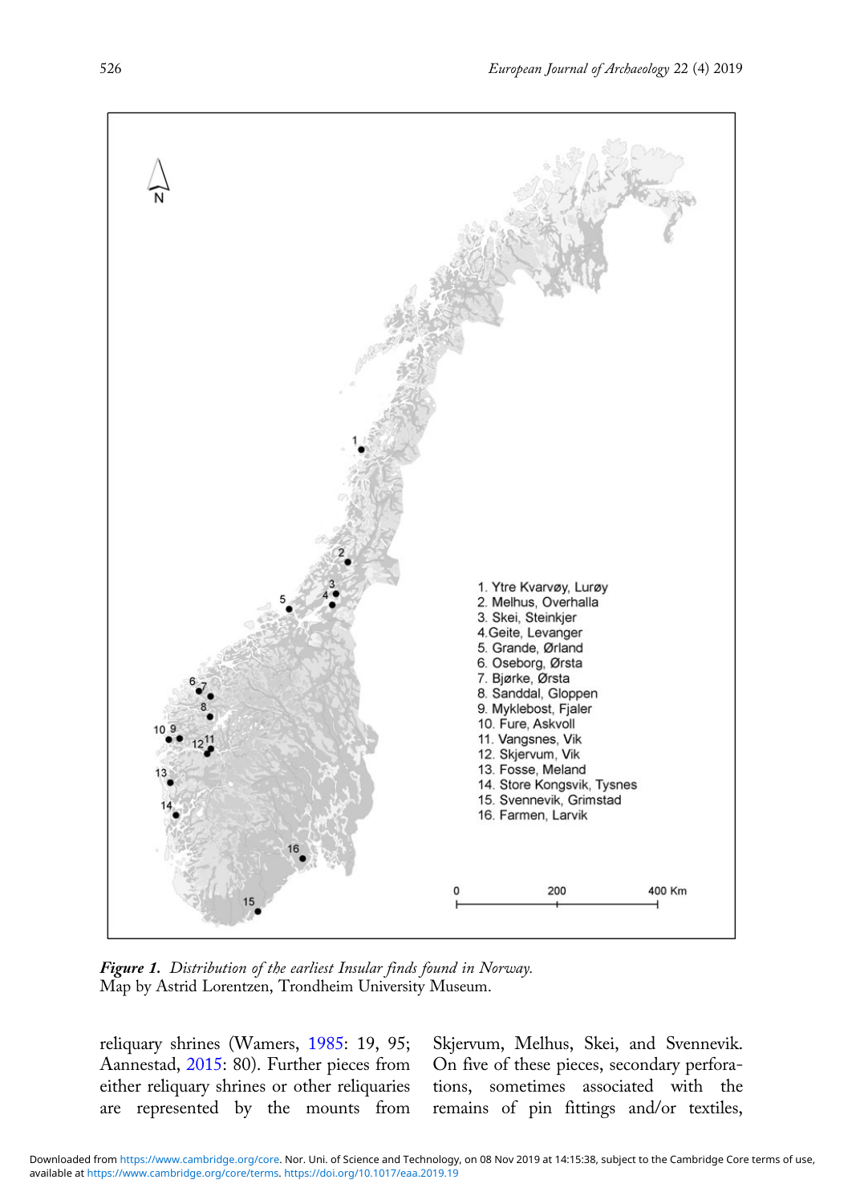*Figure 1. Distribution of the earliest Insular finds found in Norway.* Map by Astrid Lorentzen, Trondheim University Museum.

reliquary shrines (Wamers, 1985: 19, 95; Aannestad, 2015: 80). Further pieces from either reliquary shrines or other reliquaries are represented by the mounts from Skjervum, Melhus, Skei, and Svennevik. On five of these pieces, secondary perforations, sometimes associated with the remains of pin fittings and/or textiles,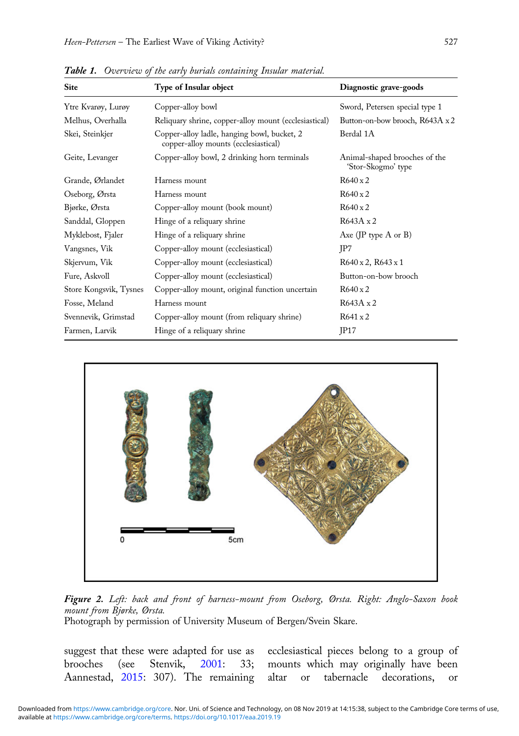*Table 1. Overview of the early burials containing Insular material.*

| Site | Type of Insular object | Diagnostic grave-goods |
|---|---|---|
| Ytre Kvarøy, Lurøy | Copper-alloy bowl | Sword, Petersen special type 1 |
| Melhus, Overhalla | Reliquary shrine, copper-alloy mount (ecclesiastical) | Button-on-bow brooch, R643A x 2 |
| Skei, Steinkjer | Copper-alloy ladle, hanging bowl, bucket, 2 copper-alloy mounts (ecclesiastical) | Berdal 1A |
| Geite, Levanger | Copper-alloy bowl, 2 drinking horn terminals | Animal-shaped brooches of the 'Stor-Skogmo' type |
| Grande, Ørlandet | Harness mount | R640 x 2 |
| Oseborg, Ørsta | Harness mount | R640 x 2 |
| Bjørke, Ørsta | Copper-alloy mount (book mount) | R640 x 2 |
| Sanddal, Gloppen | Hinge of a reliquary shrine | R643A x 2 |
| Myklebost, Fjaler | Hinge of a reliquary shrine | Axe (JP type A or B) |
| Vangsnes, Vik | Copper-alloy mount (ecclesiastical) | JP7 |
| Skjervum, Vik | Copper-alloy mount (ecclesiastical) | R640 x 2, R643 x 1 |
| Fure, Askvoll | Copper-alloy mount (ecclesiastical) | Button-on-bow brooch |
| Store Kongsvik, Tysnes | Copper-alloy mount, original function uncertain | R640 x 2 |
| Fosse, Meland | Harness mount | R643A x 2 |
| Svennevik, Grimstad | Copper-alloy mount (from reliquary shrine) | R641 x 2 |
| Farmen, Larvik | Hinge of a reliquary shrine | JP17 |

***Figure 2.*** *Left: back and front of harness-mount from Oseborg, Ørsta. Right: Anglo-Saxon book mount from Bjørke, Ørsta.*
Photograph by permission of University Museum of Bergen/Svein Skare.

suggest that these were adapted for use as brooches (see Stenvik, 2001: 33; Aannestad, 2015: 307). The remaining ecclesiastical pieces belong to a group of mounts which may originally have been altar or tabernacle decorations, or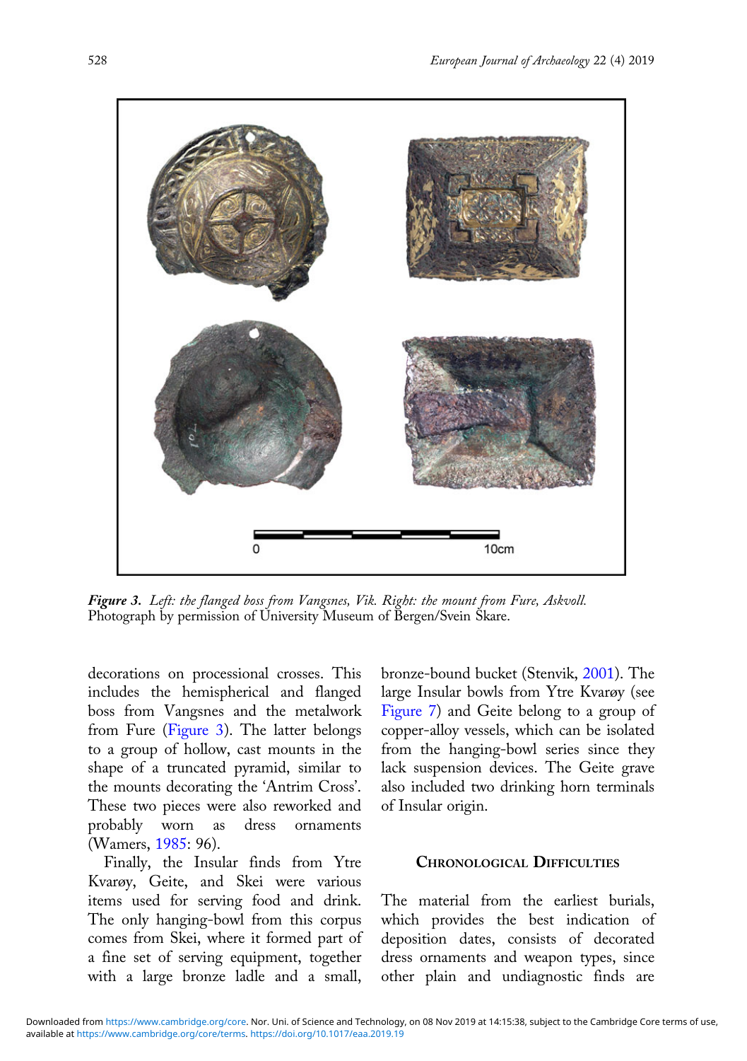***Figure 3****. Left: the flanged boss from Vangsnes, Vik. Right: the mount from Fure, Askvoll.*
Photograph by permission of University Museum of Bergen/Svein Skare.

decorations on processional crosses. This includes the hemispherical and flanged boss from Vangsnes and the metalwork from Fure (Figure 3). The latter belongs to a group of hollow, cast mounts in the shape of a truncated pyramid, similar to the mounts decorating the 'Antrim Cross'. These two pieces were also reworked and probably worn as dress ornaments (Wamers, 1985: 96).

Finally, the Insular finds from Ytre Kvarøy, Geite, and Skei were various items used for serving food and drink. The only hanging-bowl from this corpus comes from Skei, where it formed part of a fine set of serving equipment, together with a large bronze ladle and a small, bronze-bound bucket (Stenvik, 2001). The large Insular bowls from Ytre Kvarøy (see Figure 7) and Geite belong to a group of copper-alloy vessels, which can be isolated from the hanging-bowl series since they lack suspension devices. The Geite grave also included two drinking horn terminals of Insular origin.

## Chronological Difficulties

The material from the earliest burials, which provides the best indication of deposition dates, consists of decorated dress ornaments and weapon types, since other plain and undiagnostic finds are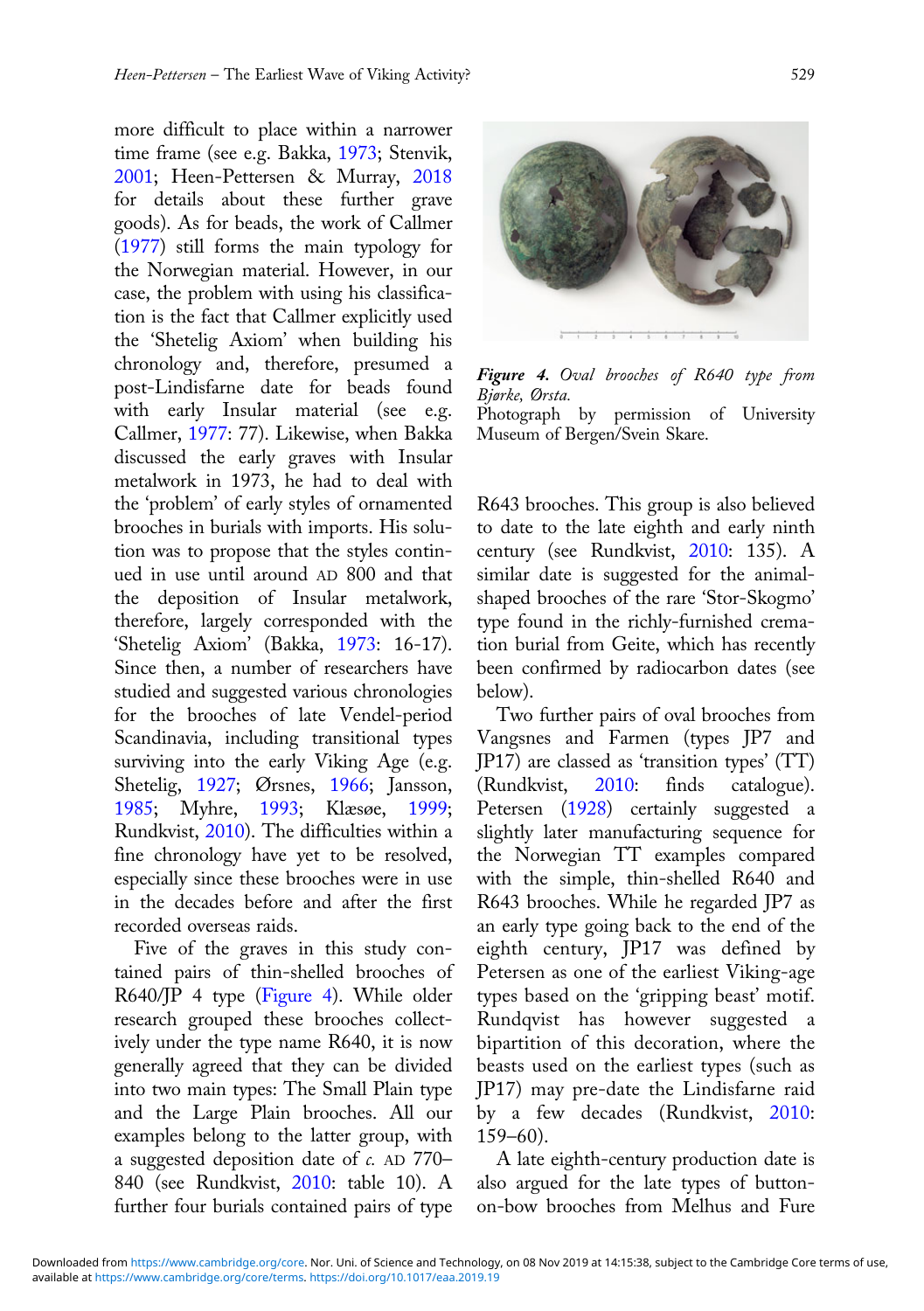more difficult to place within a narrower time frame (see e.g. Bakka, 1973; Stenvik, 2001; Heen-Pettersen & Murray, 2018 for details about these further grave goods). As for beads, the work of Callmer (1977) still forms the main typology for the Norwegian material. However, in our case, the problem with using his classification is the fact that Callmer explicitly used the 'Shetelig Axiom' when building his chronology and, therefore, presumed a post-Lindisfarne date for beads found with early Insular material (see e.g. Callmer, 1977: 77). Likewise, when Bakka discussed the early graves with Insular metalwork in 1973, he had to deal with the 'problem' of early styles of ornamented brooches in burials with imports. His solution was to propose that the styles continued in use until around AD 800 and that the deposition of Insular metalwork, therefore, largely corresponded with the 'Shetelig Axiom' (Bakka, 1973: 16-17). Since then, a number of researchers have studied and suggested various chronologies for the brooches of late Vendel-period Scandinavia, including transitional types surviving into the early Viking Age (e.g. Shetelig, 1927; Ørsnes, 1966; Jansson, 1985; Myhre, 1993; Klæsøe, 1999; Rundkvist, 2010). The difficulties within a fine chronology have yet to be resolved, especially since these brooches were in use in the decades before and after the first recorded overseas raids.

Five of the graves in this study contained pairs of thin-shelled brooches of R640/JP 4 type (Figure 4). While older research grouped these brooches collectively under the type name R640, it is now generally agreed that they can be divided into two main types: The Small Plain type and the Large Plain brooches. All our examples belong to the latter group, with a suggested deposition date of *c.* AD 770–840 (see Rundkvist, 2010: table 10). A further four burials contained pairs of type

*Figure 4. Oval brooches of R640 type from Bjørke, Ørsta.*
Photograph by permission of University Museum of Bergen/Svein Skare.

R643 brooches. This group is also believed to date to the late eighth and early ninth century (see Rundkvist, 2010: 135). A similar date is suggested for the animal-shaped brooches of the rare 'Stor-Skogmo' type found in the richly-furnished cremation burial from Geite, which has recently been confirmed by radiocarbon dates (see below).

Two further pairs of oval brooches from Vangsnes and Farmen (types JP7 and JP17) are classed as 'transition types' (TT) (Rundkvist, 2010: finds catalogue). Petersen (1928) certainly suggested a slightly later manufacturing sequence for the Norwegian TT examples compared with the simple, thin-shelled R640 and R643 brooches. While he regarded JP7 as an early type going back to the end of the eighth century, JP17 was defined by Petersen as one of the earliest Viking-age types based on the 'gripping beast' motif. Rundqvist has however suggested a bipartition of this decoration, where the beasts used on the earliest types (such as JP17) may pre-date the Lindisfarne raid by a few decades (Rundkvist, 2010: 159–60).

A late eighth-century production date is also argued for the late types of button-on-bow brooches from Melhus and Fure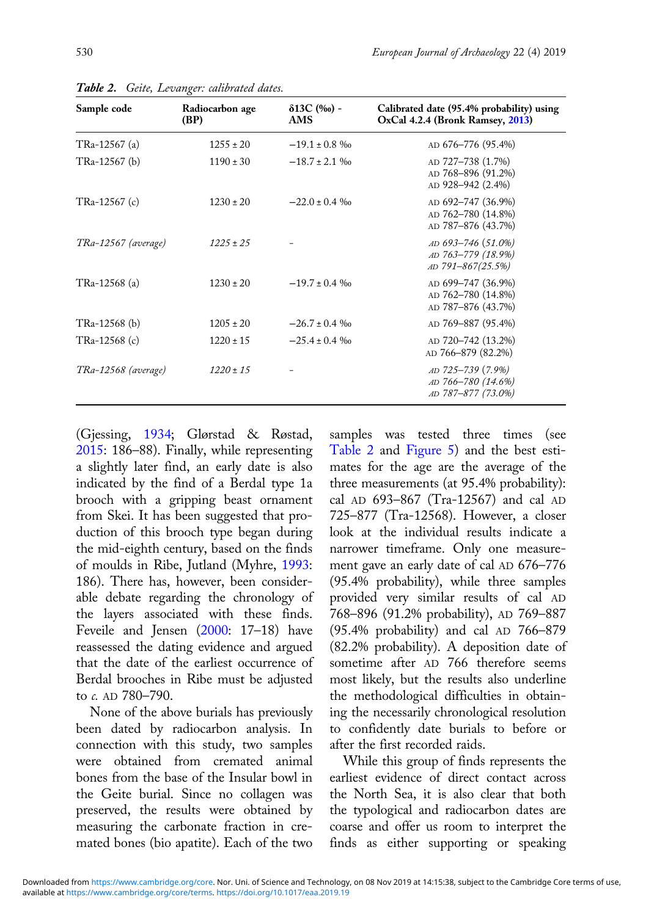*Table 2. Geite, Levanger: calibrated dates.*

| Sample code | Radiocarbon age (BP) | δ13C (‰) - AMS | Calibrated date (95.4% probability) using OxCal 4.2.4 (Bronk Ramsey, 2013) |
|---|---|---|---|
| TRa-12567 (a) | 1255 ± 20 | −19.1 ± 0.8 ‰ | AD 676–776 (95.4%) |
| TRa-12567 (b) | 1190 ± 30 | −18.7 ± 2.1 ‰ | AD 727–738 (1.7%)<br>AD 768–896 (91.2%)<br>AD 928–942 (2.4%) |
| TRa-12567 (c) | 1230 ± 20 | −22.0 ± 0.4 ‰ | AD 692–747 (36.9%)<br>AD 762–780 (14.8%)<br>AD 787–876 (43.7%) |
| *TRa-12567 (average)* | *1225 ± 25* | – | *AD 693–746 (51.0%)*<br>*AD 763–779 (18.9%)*<br>*AD 791–867(25.5%)* |
| TRa-12568 (a) | 1230 ± 20 | −19.7 ± 0.4 ‰ | AD 699–747 (36.9%)<br>AD 762–780 (14.8%)<br>AD 787–876 (43.7%) |
| TRa-12568 (b) | 1205 ± 20 | −26.7 ± 0.4 ‰ | AD 769–887 (95.4%) |
| TRa-12568 (c) | 1220 ± 15 | −25.4 ± 0.4 ‰ | AD 720–742 (13.2%)<br>AD 766–879 (82.2%) |
| *TRa-12568 (average)* | *1220 ± 15* | – | *AD 725–739 (7.9%)*<br>*AD 766–780 (14.6%)*<br>*AD 787–877 (73.0%)* |

(Gjessing, 1934; Glørstad & Røstad, 2015: 186–88). Finally, while representing a slightly later find, an early date is also indicated by the find of a Berdal type 1a brooch with a gripping beast ornament from Skei. It has been suggested that production of this brooch type began during the mid-eighth century, based on the finds of moulds in Ribe, Jutland (Myhre, 1993: 186). There has, however, been considerable debate regarding the chronology of the layers associated with these finds. Feveile and Jensen (2000: 17–18) have reassessed the dating evidence and argued that the date of the earliest occurrence of Berdal brooches in Ribe must be adjusted to *c.* AD 780–790.

None of the above burials has previously been dated by radiocarbon analysis. In connection with this study, two samples were obtained from cremated animal bones from the base of the Insular bowl in the Geite burial. Since no collagen was preserved, the results were obtained by measuring the carbonate fraction in cremated bones (bio apatite). Each of the two samples was tested three times (see Table 2 and Figure 5) and the best estimates for the age are the average of the three measurements (at 95.4% probability): cal AD 693–867 (Tra-12567) and cal AD 725–877 (Tra-12568). However, a closer look at the individual results indicate a narrower timeframe. Only one measurement gave an early date of cal AD 676–776 (95.4% probability), while three samples provided very similar results of cal AD 768–896 (91.2% probability), AD 769–887 (95.4% probability) and cal AD 766–879 (82.2% probability). A deposition date of sometime after AD 766 therefore seems most likely, but the results also underline the methodological difficulties in obtaining the necessarily chronological resolution to confidently date burials to before or after the first recorded raids.

While this group of finds represents the earliest evidence of direct contact across the North Sea, it is also clear that both the typological and radiocarbon dates are coarse and offer us room to interpret the finds as either supporting or speaking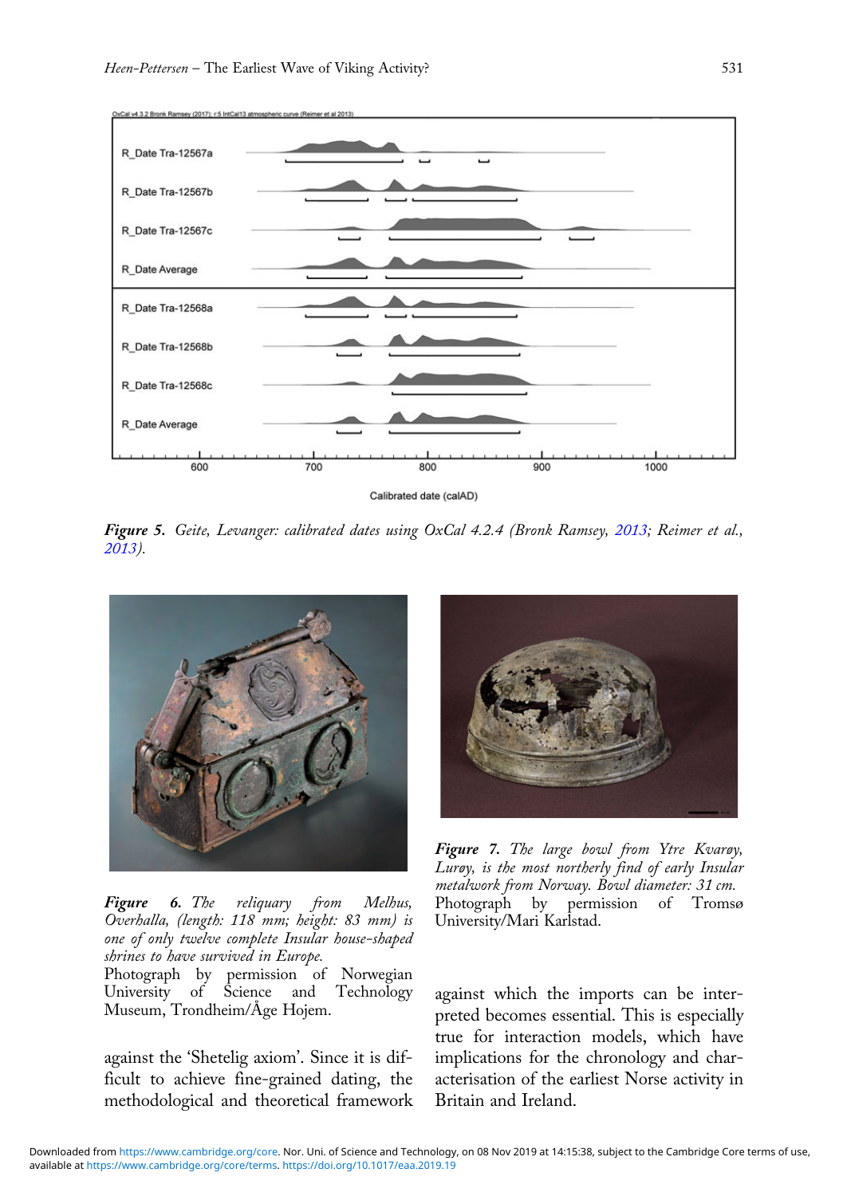*Figure 5. Geite, Levanger: calibrated dates using OxCal 4.2.4 (Bronk Ramsey, 2013; Reimer et al., 2013).*

*Figure 6. The reliquary from Melhus, Overhalla, (length: 118 mm; height: 83 mm) is one of only twelve complete Insular house-shaped shrines to have survived in Europe.*
Photograph by permission of Norwegian University of Science and Technology Museum, Trondheim/Åge Hojem.

*Figure 7. The large bowl from Ytre Kvarøy, Lurøy, is the most northerly find of early Insular metalwork from Norway. Bowl diameter: 31 cm.*
Photograph by permission of Tromsø University/Mari Karlstad.

against the 'Shetelig axiom'. Since it is difficult to achieve fine-grained dating, the methodological and theoretical framework against which the imports can be interpreted becomes essential. This is especially true for interaction models, which have implications for the chronology and characterisation of the earliest Norse activity in Britain and Ireland.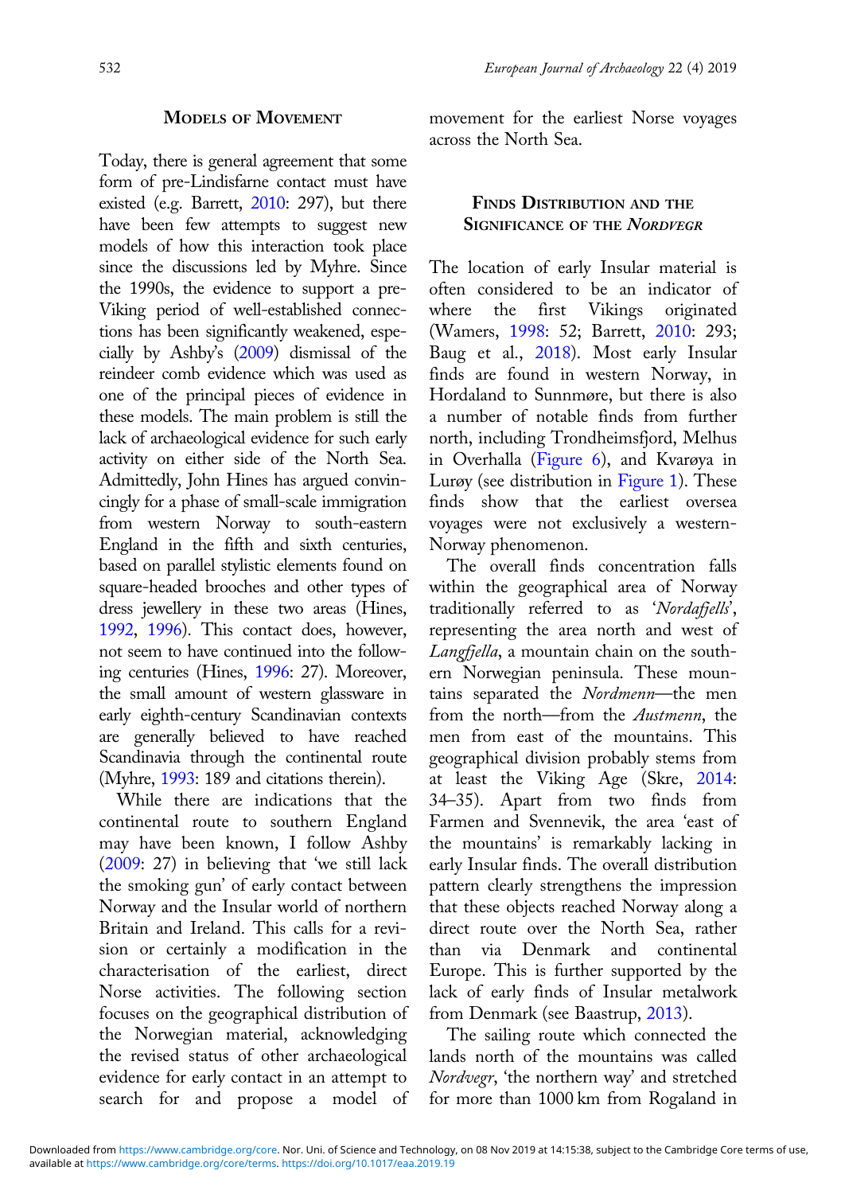## Models of Movement

Today, there is general agreement that some form of pre-Lindisfarne contact must have existed (e.g. Barrett, 2010: 297), but there have been few attempts to suggest new models of how this interaction took place since the discussions led by Myhre. Since the 1990s, the evidence to support a pre-Viking period of well-established connections has been significantly weakened, especially by Ashby's (2009) dismissal of the reindeer comb evidence which was used as one of the principal pieces of evidence in these models. The main problem is still the lack of archaeological evidence for such early activity on either side of the North Sea. Admittedly, John Hines has argued convincingly for a phase of small-scale immigration from western Norway to south-eastern England in the fifth and sixth centuries, based on parallel stylistic elements found on square-headed brooches and other types of dress jewellery in these two areas (Hines, 1992, 1996). This contact does, however, not seem to have continued into the following centuries (Hines, 1996: 27). Moreover, the small amount of western glassware in early eighth-century Scandinavian contexts are generally believed to have reached Scandinavia through the continental route (Myhre, 1993: 189 and citations therein).

While there are indications that the continental route to southern England may have been known, I follow Ashby (2009: 27) in believing that 'we still lack the smoking gun' of early contact between Norway and the Insular world of northern Britain and Ireland. This calls for a revision or certainly a modification in the characterisation of the earliest, direct Norse activities. The following section focuses on the geographical distribution of the Norwegian material, acknowledging the revised status of other archaeological evidence for early contact in an attempt to search for and propose a model of movement for the earliest Norse voyages across the North Sea.

## Finds Distribution and the Significance of the *Nordvegr*

The location of early Insular material is often considered to be an indicator of where the first Vikings originated (Wamers, 1998: 52; Barrett, 2010: 293; Baug et al., 2018). Most early Insular finds are found in western Norway, in Hordaland to Sunnmøre, but there is also a number of notable finds from further north, including Trondheimsfjord, Melhus in Overhalla (Figure 6), and Kvarøya in Lurøy (see distribution in Figure 1). These finds show that the earliest oversea voyages were not exclusively a western-Norway phenomenon.

The overall finds concentration falls within the geographical area of Norway traditionally referred to as '*Nordafjells*', representing the area north and west of *Langfjella*, a mountain chain on the southern Norwegian peninsula. These mountains separated the *Nordmenn*—the men from the north—from the *Austmenn*, the men from east of the mountains. This geographical division probably stems from at least the Viking Age (Skre, 2014: 34–35). Apart from two finds from Farmen and Svennevik, the area 'east of the mountains' is remarkably lacking in early Insular finds. The overall distribution pattern clearly strengthens the impression that these objects reached Norway along a direct route over the North Sea, rather than via Denmark and continental Europe. This is further supported by the lack of early finds of Insular metalwork from Denmark (see Baastrup, 2013).

The sailing route which connected the lands north of the mountains was called *Nordvegr*, 'the northern way' and stretched for more than 1000 km from Rogaland in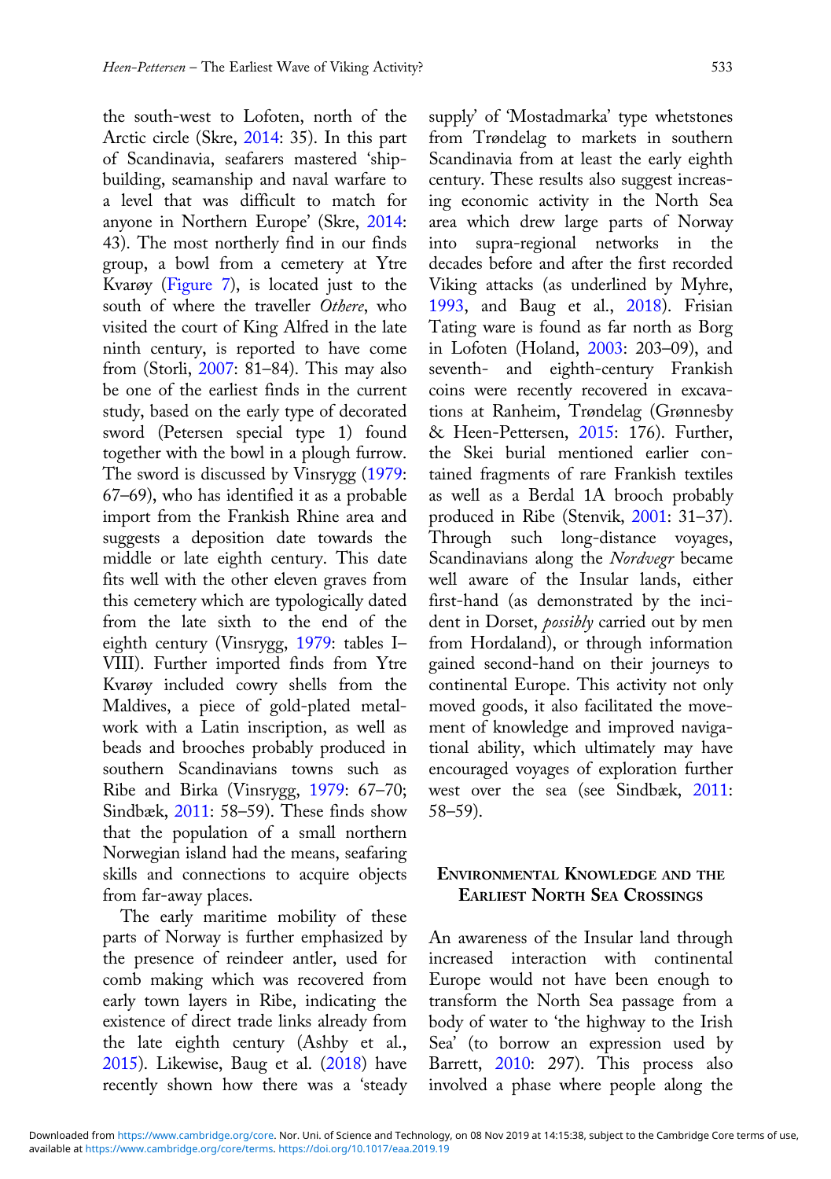the south-west to Lofoten, north of the Arctic circle (Skre, 2014: 35). In this part of Scandinavia, seafarers mastered 'shipbuilding, seamanship and naval warfare to a level that was difficult to match for anyone in Northern Europe' (Skre, 2014: 43). The most northerly find in our finds group, a bowl from a cemetery at Ytre Kvarøy (Figure 7), is located just to the south of where the traveller *Othere*, who visited the court of King Alfred in the late ninth century, is reported to have come from (Storli, 2007: 81–84). This may also be one of the earliest finds in the current study, based on the early type of decorated sword (Petersen special type 1) found together with the bowl in a plough furrow. The sword is discussed by Vinsrygg (1979: 67–69), who has identified it as a probable import from the Frankish Rhine area and suggests a deposition date towards the middle or late eighth century. This date fits well with the other eleven graves from this cemetery which are typologically dated from the late sixth to the end of the eighth century (Vinsrygg, 1979: tables I–VIII). Further imported finds from Ytre Kvarøy included cowry shells from the Maldives, a piece of gold-plated metalwork with a Latin inscription, as well as beads and brooches probably produced in southern Scandinavians towns such as Ribe and Birka (Vinsrygg, 1979: 67–70; Sindbæk, 2011: 58–59). These finds show that the population of a small northern Norwegian island had the means, seafaring skills and connections to acquire objects from far-away places.

The early maritime mobility of these parts of Norway is further emphasized by the presence of reindeer antler, used for comb making which was recovered from early town layers in Ribe, indicating the existence of direct trade links already from the late eighth century (Ashby et al., 2015). Likewise, Baug et al. (2018) have recently shown how there was a 'steady supply' of 'Mostadmarka' type whetstones from Trøndelag to markets in southern Scandinavia from at least the early eighth century. These results also suggest increasing economic activity in the North Sea area which drew large parts of Norway into supra-regional networks in the decades before and after the first recorded Viking attacks (as underlined by Myhre, 1993, and Baug et al., 2018). Frisian Tating ware is found as far north as Borg in Lofoten (Holand, 2003: 203–09), and seventh- and eighth-century Frankish coins were recently recovered in excavations at Ranheim, Trøndelag (Grønnesby & Heen-Pettersen, 2015: 176). Further, the Skei burial mentioned earlier contained fragments of rare Frankish textiles as well as a Berdal 1A brooch probably produced in Ribe (Stenvik, 2001: 31–37). Through such long-distance voyages, Scandinavians along the *Nordvegr* became well aware of the Insular lands, either first-hand (as demonstrated by the incident in Dorset, *possibly* carried out by men from Hordaland), or through information gained second-hand on their journeys to continental Europe. This activity not only moved goods, it also facilitated the movement of knowledge and improved navigational ability, which ultimately may have encouraged voyages of exploration further west over the sea (see Sindbæk, 2011: 58–59).

## Environmental Knowledge and the Earliest North Sea Crossings

An awareness of the Insular land through increased interaction with continental Europe would not have been enough to transform the North Sea passage from a body of water to 'the highway to the Irish Sea' (to borrow an expression used by Barrett, 2010: 297). This process also involved a phase where people along the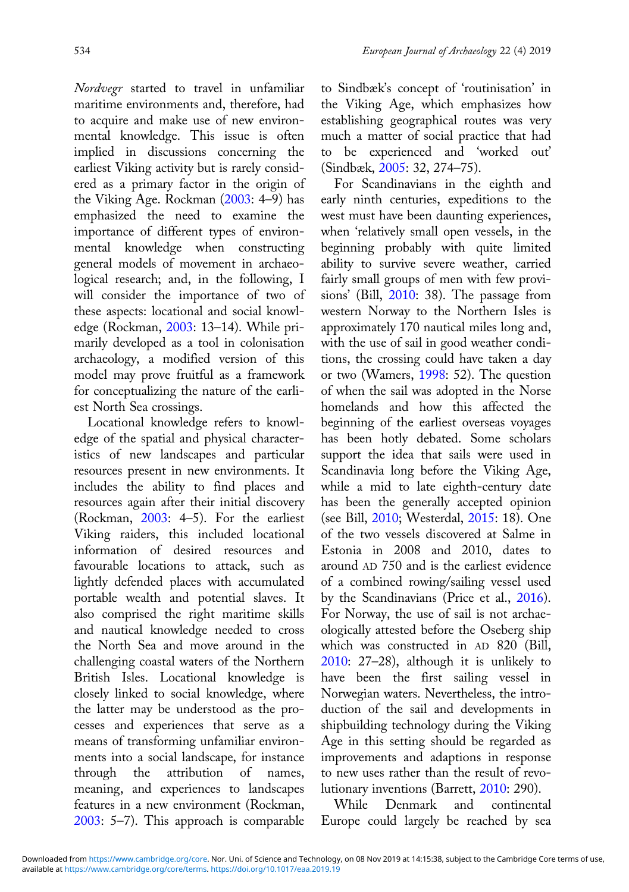*Nordvegr* started to travel in unfamiliar maritime environments and, therefore, had to acquire and make use of new environmental knowledge. This issue is often implied in discussions concerning the earliest Viking activity but is rarely considered as a primary factor in the origin of the Viking Age. Rockman (2003: 4–9) has emphasized the need to examine the importance of different types of environmental knowledge when constructing general models of movement in archaeological research; and, in the following, I will consider the importance of two of these aspects: locational and social knowledge (Rockman, 2003: 13–14). While primarily developed as a tool in colonisation archaeology, a modified version of this model may prove fruitful as a framework for conceptualizing the nature of the earliest North Sea crossings.

Locational knowledge refers to knowledge of the spatial and physical characteristics of new landscapes and particular resources present in new environments. It includes the ability to find places and resources again after their initial discovery (Rockman, 2003: 4–5). For the earliest Viking raiders, this included locational information of desired resources and favourable locations to attack, such as lightly defended places with accumulated portable wealth and potential slaves. It also comprised the right maritime skills and nautical knowledge needed to cross the North Sea and move around in the challenging coastal waters of the Northern British Isles. Locational knowledge is closely linked to social knowledge, where the latter may be understood as the processes and experiences that serve as a means of transforming unfamiliar environments into a social landscape, for instance through the attribution of names, meaning, and experiences to landscapes features in a new environment (Rockman, 2003: 5–7). This approach is comparable to Sindbæk's concept of 'routinisation' in the Viking Age, which emphasizes how establishing geographical routes was very much a matter of social practice that had to be experienced and 'worked out' (Sindbæk, 2005: 32, 274–75).

For Scandinavians in the eighth and early ninth centuries, expeditions to the west must have been daunting experiences, when 'relatively small open vessels, in the beginning probably with quite limited ability to survive severe weather, carried fairly small groups of men with few provisions' (Bill, 2010: 38). The passage from western Norway to the Northern Isles is approximately 170 nautical miles long and, with the use of sail in good weather conditions, the crossing could have taken a day or two (Wamers, 1998: 52). The question of when the sail was adopted in the Norse homelands and how this affected the beginning of the earliest overseas voyages has been hotly debated. Some scholars support the idea that sails were used in Scandinavia long before the Viking Age, while a mid to late eighth-century date has been the generally accepted opinion (see Bill, 2010; Westerdal, 2015: 18). One of the two vessels discovered at Salme in Estonia in 2008 and 2010, dates to around AD 750 and is the earliest evidence of a combined rowing/sailing vessel used by the Scandinavians (Price et al., 2016). For Norway, the use of sail is not archaeologically attested before the Oseberg ship which was constructed in AD 820 (Bill, 2010: 27–28), although it is unlikely to have been the first sailing vessel in Norwegian waters. Nevertheless, the introduction of the sail and developments in shipbuilding technology during the Viking Age in this setting should be regarded as improvements and adaptions in response to new uses rather than the result of revolutionary inventions (Barrett, 2010: 290).

While Denmark and continental Europe could largely be reached by sea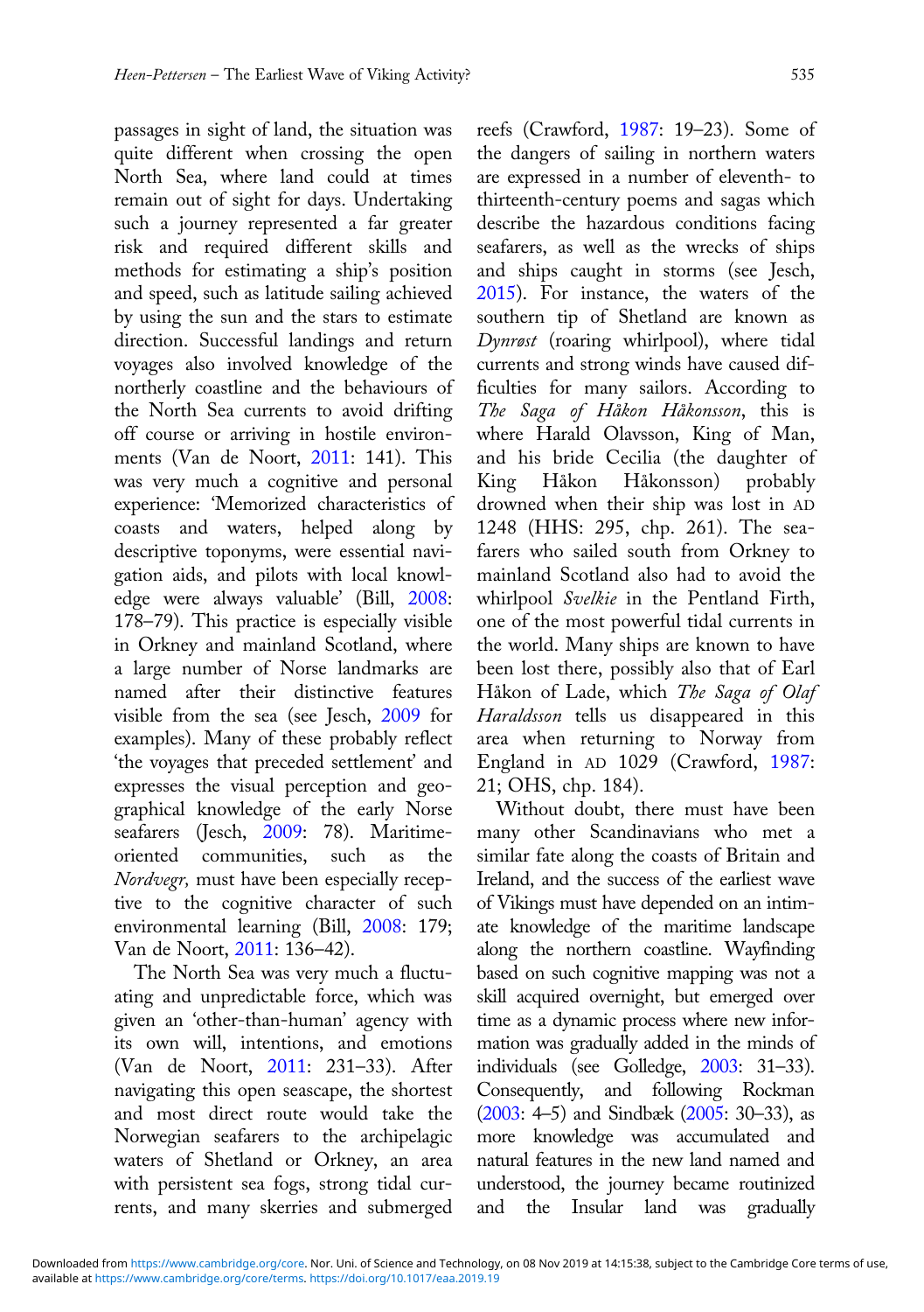passages in sight of land, the situation was quite different when crossing the open North Sea, where land could at times remain out of sight for days. Undertaking such a journey represented a far greater risk and required different skills and methods for estimating a ship's position and speed, such as latitude sailing achieved by using the sun and the stars to estimate direction. Successful landings and return voyages also involved knowledge of the northerly coastline and the behaviours of the North Sea currents to avoid drifting off course or arriving in hostile environments (Van de Noort, 2011: 141). This was very much a cognitive and personal experience: 'Memorized characteristics of coasts and waters, helped along by descriptive toponyms, were essential navigation aids, and pilots with local knowledge were always valuable' (Bill, 2008: 178–79). This practice is especially visible in Orkney and mainland Scotland, where a large number of Norse landmarks are named after their distinctive features visible from the sea (see Jesch, 2009 for examples). Many of these probably reflect 'the voyages that preceded settlement' and expresses the visual perception and geographical knowledge of the early Norse seafarers (Jesch, 2009: 78). Maritime-oriented communities, such as the *Nordvegr,* must have been especially receptive to the cognitive character of such environmental learning (Bill, 2008: 179; Van de Noort, 2011: 136–42).

The North Sea was very much a fluctuating and unpredictable force, which was given an 'other-than-human' agency with its own will, intentions, and emotions (Van de Noort, 2011: 231–33). After navigating this open seascape, the shortest and most direct route would take the Norwegian seafarers to the archipelagic waters of Shetland or Orkney, an area with persistent sea fogs, strong tidal currents, and many skerries and submerged reefs (Crawford, 1987: 19–23). Some of the dangers of sailing in northern waters are expressed in a number of eleventh- to thirteenth-century poems and sagas which describe the hazardous conditions facing seafarers, as well as the wrecks of ships and ships caught in storms (see Jesch, 2015). For instance, the waters of the southern tip of Shetland are known as *Dynrøst* (roaring whirlpool), where tidal currents and strong winds have caused difficulties for many sailors. According to *The Saga of Håkon Håkonsson*, this is where Harald Olavsson, King of Man, and his bride Cecilia (the daughter of King Håkon Håkonsson) probably drowned when their ship was lost in AD 1248 (HHS: 295, chp. 261). The seafarers who sailed south from Orkney to mainland Scotland also had to avoid the whirlpool *Svelkie* in the Pentland Firth, one of the most powerful tidal currents in the world. Many ships are known to have been lost there, possibly also that of Earl Håkon of Lade, which *The Saga of Olaf Haraldsson* tells us disappeared in this area when returning to Norway from England in AD 1029 (Crawford, 1987: 21; OHS, chp. 184).

Without doubt, there must have been many other Scandinavians who met a similar fate along the coasts of Britain and Ireland, and the success of the earliest wave of Vikings must have depended on an intimate knowledge of the maritime landscape along the northern coastline. Wayfinding based on such cognitive mapping was not a skill acquired overnight, but emerged over time as a dynamic process where new information was gradually added in the minds of individuals (see Golledge, 2003: 31–33). Consequently, and following Rockman (2003: 4–5) and Sindbæk (2005: 30–33), as more knowledge was accumulated and natural features in the new land named and understood, the journey became routinized and the Insular land was gradually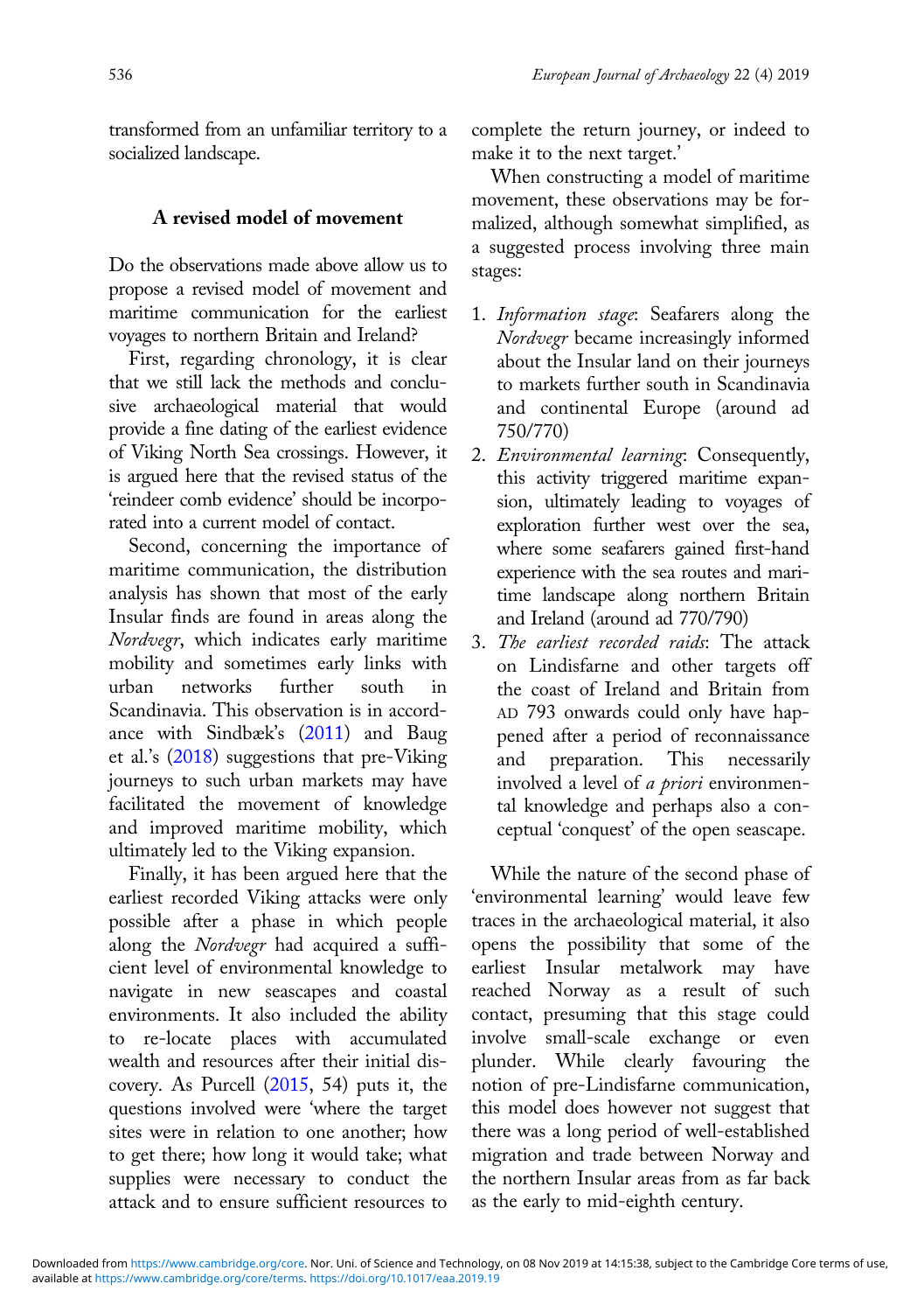transformed from an unfamiliar territory to a socialized landscape.

## A revised model of movement

Do the observations made above allow us to propose a revised model of movement and maritime communication for the earliest voyages to northern Britain and Ireland?

First, regarding chronology, it is clear that we still lack the methods and conclusive archaeological material that would provide a fine dating of the earliest evidence of Viking North Sea crossings. However, it is argued here that the revised status of the 'reindeer comb evidence' should be incorporated into a current model of contact.

Second, concerning the importance of maritime communication, the distribution analysis has shown that most of the early Insular finds are found in areas along the *Nordvegr*, which indicates early maritime mobility and sometimes early links with urban networks further south in Scandinavia. This observation is in accordance with Sindbæk's (2011) and Baug et al.'s (2018) suggestions that pre-Viking journeys to such urban markets may have facilitated the movement of knowledge and improved maritime mobility, which ultimately led to the Viking expansion.

Finally, it has been argued here that the earliest recorded Viking attacks were only possible after a phase in which people along the *Nordvegr* had acquired a sufficient level of environmental knowledge to navigate in new seascapes and coastal environments. It also included the ability to re-locate places with accumulated wealth and resources after their initial discovery. As Purcell (2015, 54) puts it, the questions involved were 'where the target sites were in relation to one another; how to get there; how long it would take; what supplies were necessary to conduct the attack and to ensure sufficient resources to complete the return journey, or indeed to make it to the next target.'

When constructing a model of maritime movement, these observations may be formalized, although somewhat simplified, as a suggested process involving three main stages:

1. *Information stage*: Seafarers along the *Nordvegr* became increasingly informed about the Insular land on their journeys to markets further south in Scandinavia and continental Europe (around ad 750/770)
2. *Environmental learning*: Consequently, this activity triggered maritime expansion, ultimately leading to voyages of exploration further west over the sea, where some seafarers gained first-hand experience with the sea routes and maritime landscape along northern Britain and Ireland (around ad 770/790)
3. *The earliest recorded raids*: The attack on Lindisfarne and other targets off the coast of Ireland and Britain from AD 793 onwards could only have happened after a period of reconnaissance and preparation. This necessarily involved a level of *a priori* environmental knowledge and perhaps also a conceptual 'conquest' of the open seascape.

While the nature of the second phase of 'environmental learning' would leave few traces in the archaeological material, it also opens the possibility that some of the earliest Insular metalwork may have reached Norway as a result of such contact, presuming that this stage could involve small-scale exchange or even plunder. While clearly favouring the notion of pre-Lindisfarne communication, this model does however not suggest that there was a long period of well-established migration and trade between Norway and the northern Insular areas from as far back as the early to mid-eighth century.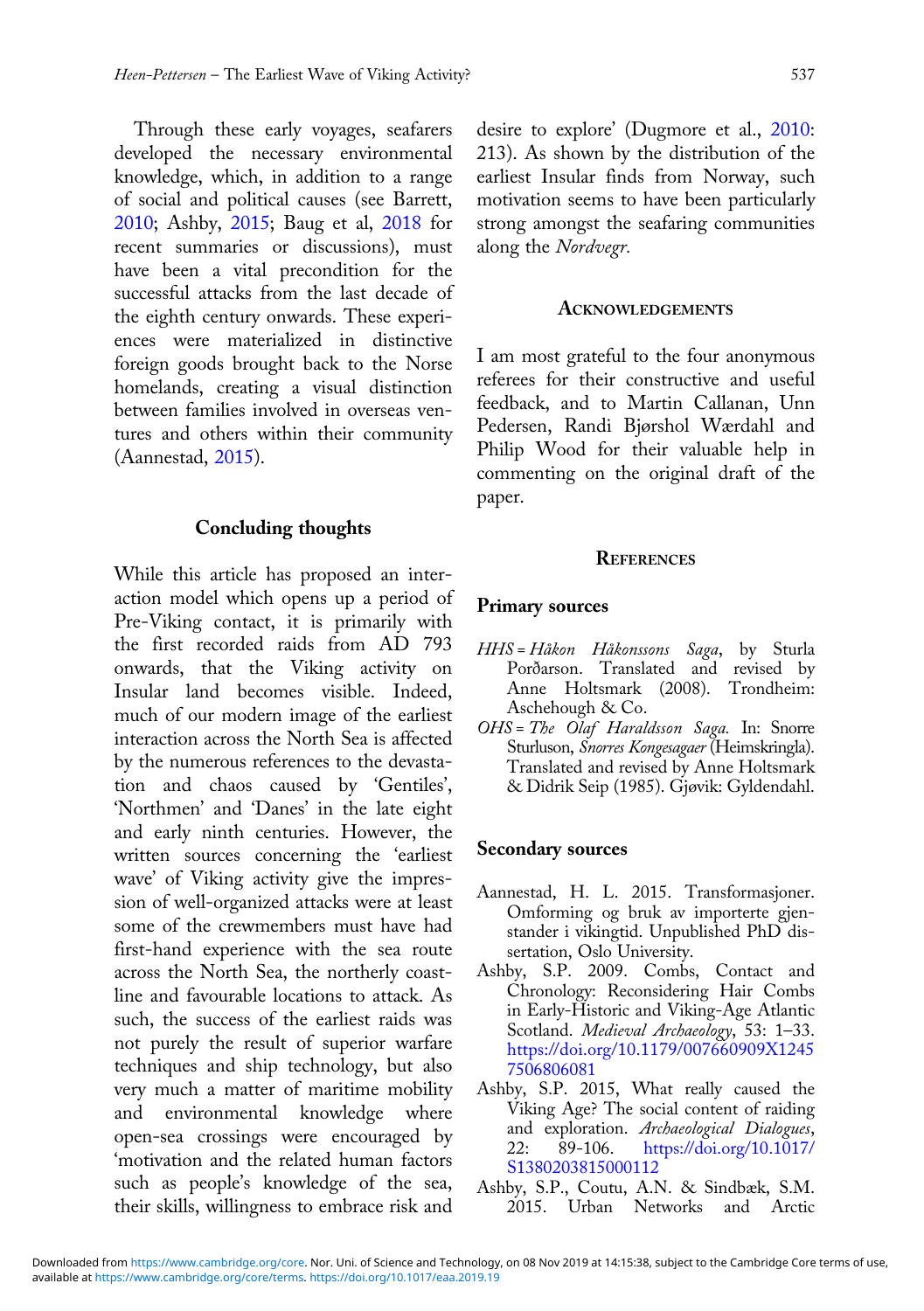Through these early voyages, seafarers developed the necessary environmental knowledge, which, in addition to a range of social and political causes (see Barrett, 2010; Ashby, 2015; Baug et al, 2018 for recent summaries or discussions), must have been a vital precondition for the successful attacks from the last decade of the eighth century onwards. These experiences were materialized in distinctive foreign goods brought back to the Norse homelands, creating a visual distinction between families involved in overseas ventures and others within their community (Aannestad, 2015).

## Concluding thoughts

While this article has proposed an interaction model which opens up a period of Pre-Viking contact, it is primarily with the first recorded raids from AD 793 onwards, that the Viking activity on Insular land becomes visible. Indeed, much of our modern image of the earliest interaction across the North Sea is affected by the numerous references to the devastation and chaos caused by 'Gentiles', 'Northmen' and 'Danes' in the late eight and early ninth centuries. However, the written sources concerning the 'earliest wave' of Viking activity give the impression of well-organized attacks were at least some of the crewmembers must have had first-hand experience with the sea route across the North Sea, the northerly coastline and favourable locations to attack. As such, the success of the earliest raids was not purely the result of superior warfare techniques and ship technology, but also very much a matter of maritime mobility and environmental knowledge where open-sea crossings were encouraged by 'motivation and the related human factors such as people's knowledge of the sea, their skills, willingness to embrace risk and desire to explore' (Dugmore et al., 2010: 213). As shown by the distribution of the earliest Insular finds from Norway, such motivation seems to have been particularly strong amongst the seafaring communities along the *Nordvegr*.

## Acknowledgements

I am most grateful to the four anonymous referees for their constructive and useful feedback, and to Martin Callanan, Unn Pedersen, Randi Bjørshol Wærdahl and Philip Wood for their valuable help in commenting on the original draft of the paper.

## References

### Primary sources

*HHS* = *Håkon Håkonssons Saga*, by Sturla Þorðarson. Translated and revised by Anne Holtsmark (2008). Trondheim: Aschehough & Co.

*OHS* = *The Olaf Haraldsson Saga.* In: Snorre Sturluson, *Snorres Kongesagaer* (Heimskringla). Translated and revised by Anne Holtsmark & Didrik Seip (1985). Gjøvik: Gyldendahl.

### Secondary sources

Aannestad, H. L. 2015. Transformasjoner. Omforming og bruk av importerte gjenstander i vikingtid. Unpublished PhD dissertation, Oslo University.

Ashby, S.P. 2009. Combs, Contact and Chronology: Reconsidering Hair Combs in Early-Historic and Viking-Age Atlantic Scotland. *Medieval Archaeology*, 53: 1–33. https://doi.org/10.1179/007660909X12457506806081

Ashby, S.P. 2015, What really caused the Viking Age? The social content of raiding and exploration. *Archaeological Dialogues*, 22: 89-106. https://doi.org/10.1017/S1380203815000112

Ashby, S.P., Coutu, A.N. & Sindbæk, S.M. 2015. Urban Networks and Arctic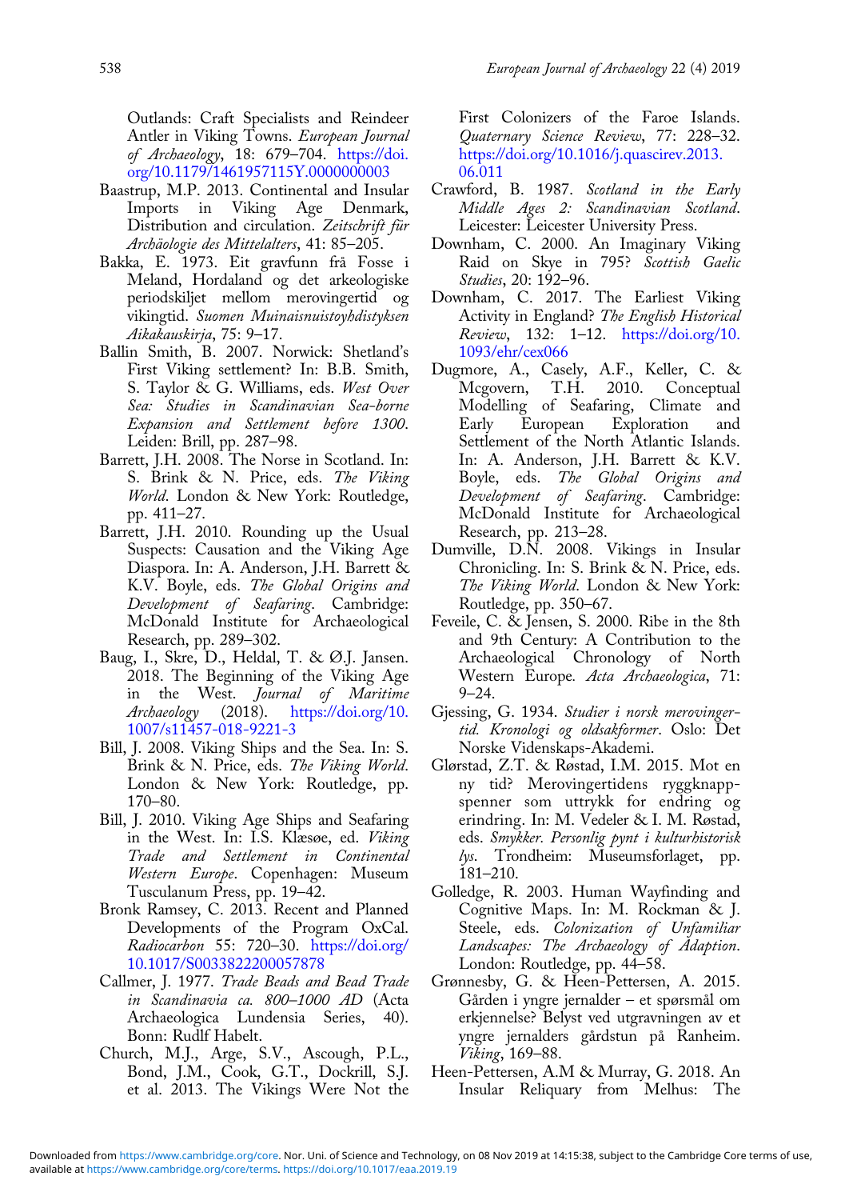Outlands: Craft Specialists and Reindeer Antler in Viking Towns. *European Journal of Archaeology*, 18: 679–704. https://doi.org/10.1179/1461957115Y.0000000003

Baastrup, M.P. 2013. Continental and Insular Imports in Viking Age Denmark, Distribution and circulation. *Zeitschrift für Archäologie des Mittelalters*, 41: 85–205.

Bakka, E. 1973. Eit gravfunn frå Fosse i Meland, Hordaland og det arkeologiske periodskiljet mellom merovingertid og vikingtid. *Suomen Muinaisnuistoyhdistyksen Aikakauskirja*, 75: 9–17.

Ballin Smith, B. 2007. Norwick: Shetland's First Viking settlement? In: B.B. Smith, S. Taylor & G. Williams, eds. *West Over Sea: Studies in Scandinavian Sea-borne Expansion and Settlement before 1300*. Leiden: Brill, pp. 287–98.

Barrett, J.H. 2008. The Norse in Scotland. In: S. Brink & N. Price, eds. *The Viking World*. London & New York: Routledge, pp. 411–27.

Barrett, J.H. 2010. Rounding up the Usual Suspects: Causation and the Viking Age Diaspora. In: A. Anderson, J.H. Barrett & K.V. Boyle, eds. *The Global Origins and Development of Seafaring*. Cambridge: McDonald Institute for Archaeological Research, pp. 289–302.

Baug, I., Skre, D., Heldal, T. & Ø.J. Jansen. 2018. The Beginning of the Viking Age in the West. *Journal of Maritime Archaeology* (2018). https://doi.org/10.1007/s11457-018-9221-3

Bill, J. 2008. Viking Ships and the Sea. In: S. Brink & N. Price, eds. *The Viking World*. London & New York: Routledge, pp. 170–80.

Bill, J. 2010. Viking Age Ships and Seafaring in the West. In: I.S. Klæsøe, ed. *Viking Trade and Settlement in Continental Western Europe*. Copenhagen: Museum Tusculanum Press, pp. 19–42.

Bronk Ramsey, C. 2013. Recent and Planned Developments of the Program OxCal. *Radiocarbon* 55: 720–30. https://doi.org/10.1017/S0033822200057878

Callmer, J. 1977. *Trade Beads and Bead Trade in Scandinavia ca. 800–1000 AD* (Acta Archaeologica Lundensia Series, 40). Bonn: Rudlf Habelt.

Church, M.J., Arge, S.V., Ascough, P.L., Bond, J.M., Cook, G.T., Dockrill, S.J. et al. 2013. The Vikings Were Not the First Colonizers of the Faroe Islands. *Quaternary Science Review*, 77: 228–32. https://doi.org/10.1016/j.quascirev.2013.06.011

Crawford, B. 1987. *Scotland in the Early Middle Ages 2: Scandinavian Scotland*. Leicester: Leicester University Press.

Downham, C. 2000. An Imaginary Viking Raid on Skye in 795? *Scottish Gaelic Studies*, 20: 192–96.

Downham, C. 2017. The Earliest Viking Activity in England? *The English Historical Review*, 132: 1–12. https://doi.org/10.1093/ehr/cex066

Dugmore, A., Casely, A.F., Keller, C. & Mcgovern, T.H. 2010. Conceptual Modelling of Seafaring, Climate and Early European Exploration and Settlement of the North Atlantic Islands. In: A. Anderson, J.H. Barrett & K.V. Boyle, eds. *The Global Origins and Development of Seafaring*. Cambridge: McDonald Institute for Archaeological Research, pp. 213–28.

Dumville, D.N. 2008. Vikings in Insular Chronicling. In: S. Brink & N. Price, eds. *The Viking World*. London & New York: Routledge, pp. 350–67.

Feveile, C. & Jensen, S. 2000. Ribe in the 8th and 9th Century: A Contribution to the Archaeological Chronology of North Western Europe. *Acta Archaeologica*, 71: 9–24.

Gjessing, G. 1934. *Studier i norsk merovingertid. Kronologi og oldsakformer*. Oslo: Det Norske Videnskaps-Akademi.

Glørstad, Z.T. & Røstad, I.M. 2015. Mot en ny tid? Merovingertidens ryggknappspenner som uttrykk for endring og erindring. In: M. Vedeler & I. M. Røstad, eds. *Smykker. Personlig pynt i kulturhistorisk lys*. Trondheim: Museumsforlaget, pp. 181–210.

Golledge, R. 2003. Human Wayfinding and Cognitive Maps. In: M. Rockman & J. Steele, eds. *Colonization of Unfamiliar Landscapes: The Archaeology of Adaption*. London: Routledge, pp. 44–58.

Grønnesby, G. & Heen-Pettersen, A. 2015. Gården i yngre jernalder – et spørsmål om erkjennelse? Belyst ved utgravningen av et yngre jernalders gårdstun på Ranheim. *Viking*, 169–88.

Heen-Pettersen, A.M & Murray, G. 2018. An Insular Reliquary from Melhus: The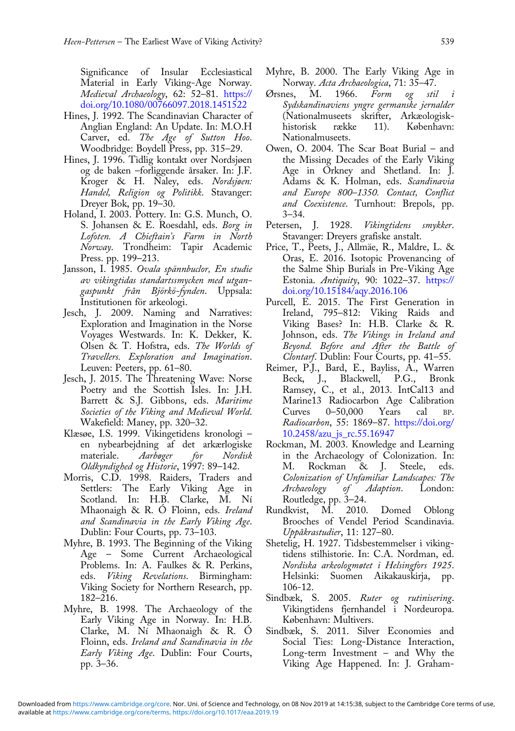Significance of Insular Ecclesiastical Material in Early Viking-Age Norway. *Medieval Archaeology*, 62: 52–81. https://doi.org/10.1080/00766097.2018.1451522

Hines, J. 1992. The Scandinavian Character of Anglian England: An Update. In: M.O.H Carver, ed. *The Age of Sutton Hoo*. Woodbridge: Boydell Press, pp. 315–29.

Hines, J. 1996. Tidlig kontakt over Nordsjøen og de baken –forliggende årsaker. In: J.F. Kroger & H. Naley, eds. *Nordsjøen: Handel, Religion og Politikk*. Stavanger: Dreyer Bok, pp. 19–30.

Holand, I. 2003. Pottery. In: G.S. Munch, O. S. Johansen & E. Roesdahl, eds. *Borg in Lofoten. A Chieftain's Farm in North Norway*. Trondheim: Tapir Academic Press. pp. 199–213.

Jansson, I. 1985. *Ovala spännbuclor, En studie av vikingtidas standartssmycken med utgangaspunkt från Björkö-fynden*. Uppsala: Institutionen för arkeologi.

Jesch, J. 2009. Naming and Narratives: Exploration and Imagination in the Norse Voyages Westwards. In: K. Dekker, K. Olsen & T. Hofstra, eds. *The Worlds of Travellers. Exploration and Imagination*. Leuven: Peeters, pp. 61–80.

Jesch, J. 2015. The Threatening Wave: Norse Poetry and the Scottish Isles. In: J.H. Barrett & S.J. Gibbons, eds. *Maritime Societies of the Viking and Medieval World*. Wakefield: Maney, pp. 320–32.

Klæsøe, I.S. 1999. Vikingetidens kronologi – en nybearbejdning af det arkærlogiske materiale. *Aarbøger for Nordisk Oldkyndighed og Historie*, 1997: 89–142.

Morris, C.D. 1998. Raiders, Traders and Settlers: The Early Viking Age in Scotland. In: H.B. Clarke, M. Ní Mhaonaigh & R. Ó Floinn, eds. *Ireland and Scandinavia in the Early Viking Age*. Dublin: Four Courts, pp. 73–103.

Myhre, B. 1993. The Beginning of the Viking Age – Some Current Archaeological Problems. In: A. Faulkes & R. Perkins, eds. *Viking Revelations*. Birmingham: Viking Society for Northern Research, pp. 182–216.

Myhre, B. 1998. The Archaeology of the Early Viking Age in Norway. In: H.B. Clarke, M. Ní Mhaonaigh & R. Ó Floinn, eds. *Ireland and Scandinavia in the Early Viking Age*. Dublin: Four Courts, pp. 3–36.

Myhre, B. 2000. The Early Viking Age in Norway. *Acta Archaeologica*, 71: 35–47.

Ørsnes, M. 1966. *Form og stil i Sydskandinaviens yngre germanske jernalder* (Nationalmuseets skrifter, Arkæologisk-historisk række 11). København: Nationalmuseets.

Owen, O. 2004. The Scar Boat Burial – and the Missing Decades of the Early Viking Age in Orkney and Shetland. In: J. Adams & K. Holman, eds. *Scandinavia and Europe 800–1350. Contact, Conflict and Coexistence*. Turnhout: Brepols, pp. 3–34.

Petersen, J. 1928. *Vikingtidens smykker*. Stavanger: Dreyers grafiske anstalt.

Price, T., Peets, J., Allmäe, R., Maldre, L. & Oras, E. 2016. Isotopic Provenancing of the Salme Ship Burials in Pre-Viking Age Estonia. *Antiquity*, 90: 1022–37. https://doi.org/10.15184/aqy.2016.106

Purcell, E. 2015. The First Generation in Ireland, 795–812: Viking Raids and Viking Bases? In: H.B. Clarke & R. Johnson, eds. *The Vikings in Ireland and Beyond. Before and After the Battle of Clontarf*. Dublin: Four Courts, pp. 41–55.

Reimer, P.J., Bard, E., Bayliss, A., Warren Beck, J., Blackwell, P.G., Bronk Ramsey, C., et al., 2013. IntCal13 and Marine13 Radiocarbon Age Calibration Curves 0–50,000 Years cal BP. *Radiocarbon*, 55: 1869–87. https://doi.org/10.2458/azu_js_rc.55.16947

Rockman, M. 2003. Knowledge and Learning in the Archaeology of Colonization. In: M. Rockman & J. Steele, eds. *Colonization of Unfamiliar Landscapes: The Archaeology of Adaption*. London: Routledge, pp. 3–24.

Rundkvist, M. 2010. Domed Oblong Brooches of Vendel Period Scandinavia. *Uppåkrastudier*, 11: 127–80.

Shetelig, H. 1927. Tidsbestemmelser i vikingtidens stilhistorie. In: C.A. Nordman, ed. *Nordiska arkeologmøtet i Helsingfors 1925*. Helsinki: Suomen Aikakauskirja, pp. 106-12.

Sindbæk, S. 2005. *Ruter og rutinisering*. Vikingtidens fjernhandel i Nordeuropa. København: Multivers.

Sindbæk, S. 2011. Silver Economies and Social Ties: Long-Distance Interaction, Long-term Investment – and Why the Viking Age Happened. In: J. Graham-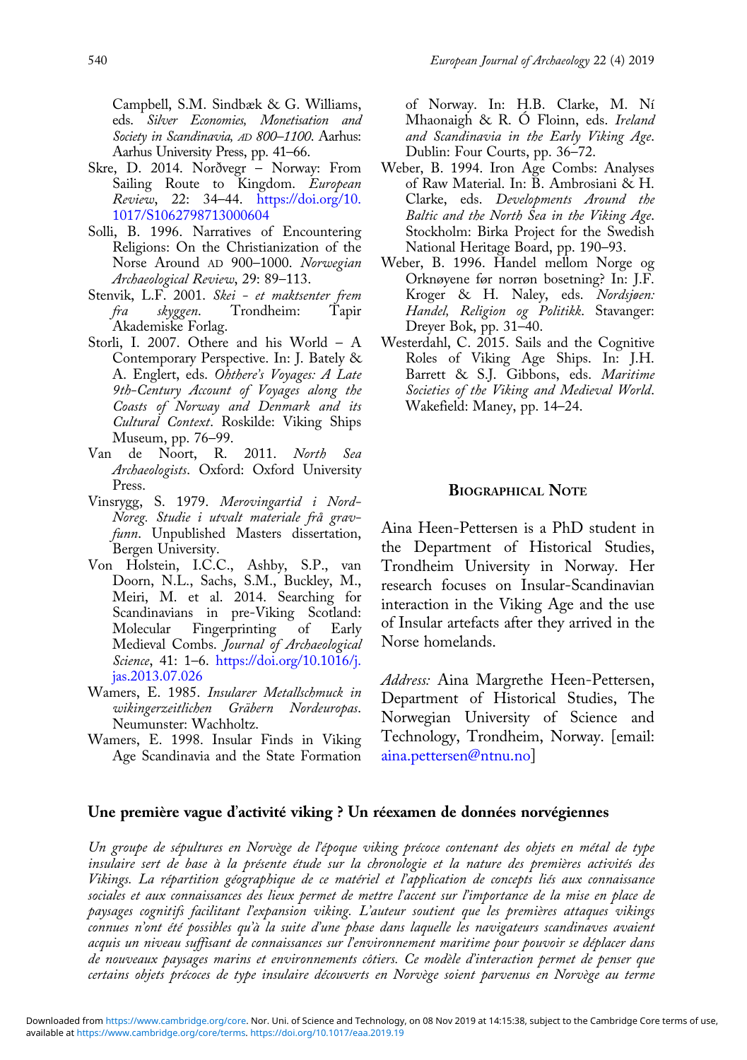Campbell, S.M. Sindbæk & G. Williams, eds. *Silver Economies, Monetisation and Society in Scandinavia, AD 800–1100*. Aarhus: Aarhus University Press, pp. 41–66.

Skre, D. 2014. Norðvegr – Norway: From Sailing Route to Kingdom. *European Review*, 22: 34–44. https://doi.org/10.1017/S1062798713000604

Solli, B. 1996. Narratives of Encountering Religions: On the Christianization of the Norse Around AD 900–1000. *Norwegian Archaeological Review*, 29: 89–113.

Stenvik, L.F. 2001. *Skei - et maktsenter frem fra skyggen*. Trondheim: Tapir Akademiske Forlag.

Storli, I. 2007. Ohtere and his World – A Contemporary Perspective. In: J. Bately & A. Englert, eds. *Ohthere's Voyages: A Late 9th-Century Account of Voyages along the Coasts of Norway and Denmark and its Cultural Context*. Roskilde: Viking Ships Museum, pp. 76–99.

Van de Noort, R. 2011. *North Sea Archaeologists*. Oxford: Oxford University Press.

Vinsrygg, S. 1979. *Merovingartid i Nord-Noreg. Studie i utvalt materiale frå gravfunn*. Unpublished Masters dissertation, Bergen University.

Von Holstein, I.C.C., Ashby, S.P., van Doorn, N.L., Sachs, S.M., Buckley, M., Meiri, M. et al. 2014. Searching for Scandinavians in pre-Viking Scotland: Molecular Fingerprinting of Early Medieval Combs. *Journal of Archaeological Science*, 41: 1–6. https://doi.org/10.1016/j.jas.2013.07.026

Wamers, E. 1985. *Insularer Metallschmuck in wikingerzeitlichen Gräbern Nordeuropas*. Neumunster: Wachholtz.

Wamers, E. 1998. Insular Finds in Viking Age Scandinavia and the State Formation of Norway. In: H.B. Clarke, M. Ní Mhaonaigh & R. Ó Floinn, eds. *Ireland and Scandinavia in the Early Viking Age*. Dublin: Four Courts, pp. 36–72.

Weber, B. 1994. Iron Age Combs: Analyses of Raw Material. In: B. Ambrosiani & H. Clarke, eds. *Developments Around the Baltic and the North Sea in the Viking Age*. Stockholm: Birka Project for the Swedish National Heritage Board, pp. 190–93.

Weber, B. 1996. Handel mellom Norge og Orknøyene før norrøn bosetning? In: J.F. Kroger & H. Naley, eds. *Nordsjøen: Handel, Religion og Politikk*. Stavanger: Dreyer Bok, pp. 31–40.

Westerdahl, C. 2015. Sails and the Cognitive Roles of Viking Age Ships. In: J.H. Barrett & S.J. Gibbons, eds. *Maritime Societies of the Viking and Medieval World*. Wakefield: Maney, pp. 14–24.

## Biographical Note

Aina Heen-Pettersen is a PhD student in the Department of Historical Studies, Trondheim University in Norway. Her research focuses on Insular-Scandinavian interaction in the Viking Age and the use of Insular artefacts after they arrived in the Norse homelands.

*Address:* Aina Margrethe Heen-Pettersen, Department of Historical Studies, The Norwegian University of Science and Technology, Trondheim, Norway. [email: aina.pettersen@ntnu.no]

## Une première vague d'activité viking ? Un réexamen de données norvégiennes

*Un groupe de sépultures en Norvège de l'époque viking précoce contenant des objets en métal de type insulaire sert de base à la présente étude sur la chronologie et la nature des premières activités des Vikings. La répartition géographique de ce matériel et l'application de concepts liés aux connaissance sociales et aux connaissances des lieux permet de mettre l'accent sur l'importance de la mise en place de paysages cognitifs facilitant l'expansion viking. L'auteur soutient que les premières attaques vikings connues n'ont été possibles qu'à la suite d'une phase dans laquelle les navigateurs scandinaves avaient acquis un niveau suffisant de connaissances sur l'environnement maritime pour pouvoir se déplacer dans de nouveaux paysages marins et environnements côtiers. Ce modèle d'interaction permet de penser que certains objets précoces de type insulaire découverts en Norvège soient parvenus en Norvège au terme*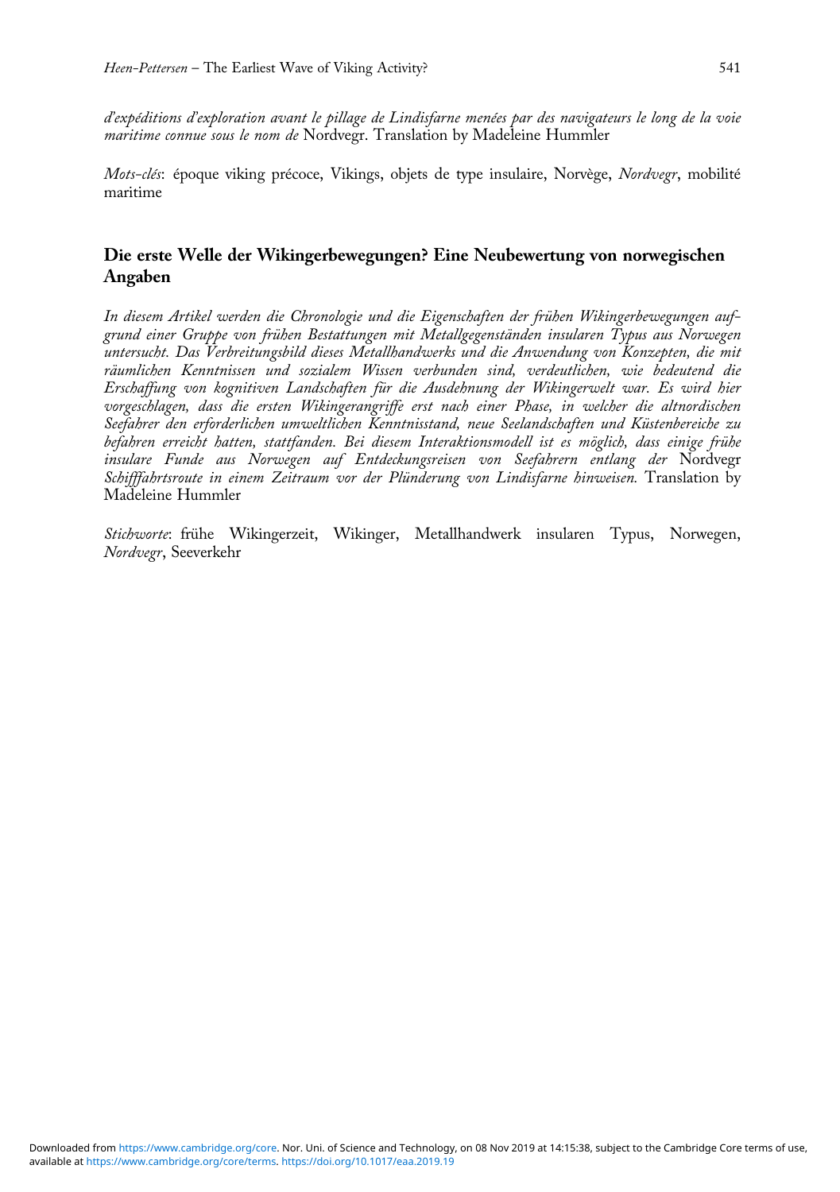*d'expéditions d'exploration avant le pillage de Lindisfarne menées par des navigateurs le long de la voie maritime connue sous le nom de* Nordvegr. Translation by Madeleine Hummler

*Mots-clés*: époque viking précoce, Vikings, objets de type insulaire, Norvège, *Nordvegr*, mobilité maritime

## Die erste Welle der Wikingerbewegungen? Eine Neubewertung von norwegischen Angaben

*In diesem Artikel werden die Chronologie und die Eigenschaften der frühen Wikingerbewegungen aufgrund einer Gruppe von frühen Bestattungen mit Metallgegenständen insularen Typus aus Norwegen untersucht. Das Verbreitungsbild dieses Metallhandwerks und die Anwendung von Konzepten, die mit räumlichen Kenntnissen und sozialem Wissen verbunden sind, verdeutlichen, wie bedeutend die Erschaffung von kognitiven Landschaften für die Ausdehnung der Wikingerwelt war. Es wird hier vorgeschlagen, dass die ersten Wikingerangriffe erst nach einer Phase, in welcher die altnordischen Seefahrer den erforderlichen umweltlichen Kenntnisstand, neue Seelandschaften und Küstenbereiche zu befahren erreicht hatten, stattfanden. Bei diesem Interaktionsmodell ist es möglich, dass einige frühe insulare Funde aus Norwegen auf Entdeckungsreisen von Seefahrern entlang der* Nordvegr *Schifffahrtsroute in einem Zeitraum vor der Plünderung von Lindisfarne hinweisen.* Translation by Madeleine Hummler

*Stichworte*: frühe Wikingerzeit, Wikinger, Metallhandwerk insularen Typus, Norwegen, *Nordvegr*, Seeverkehr